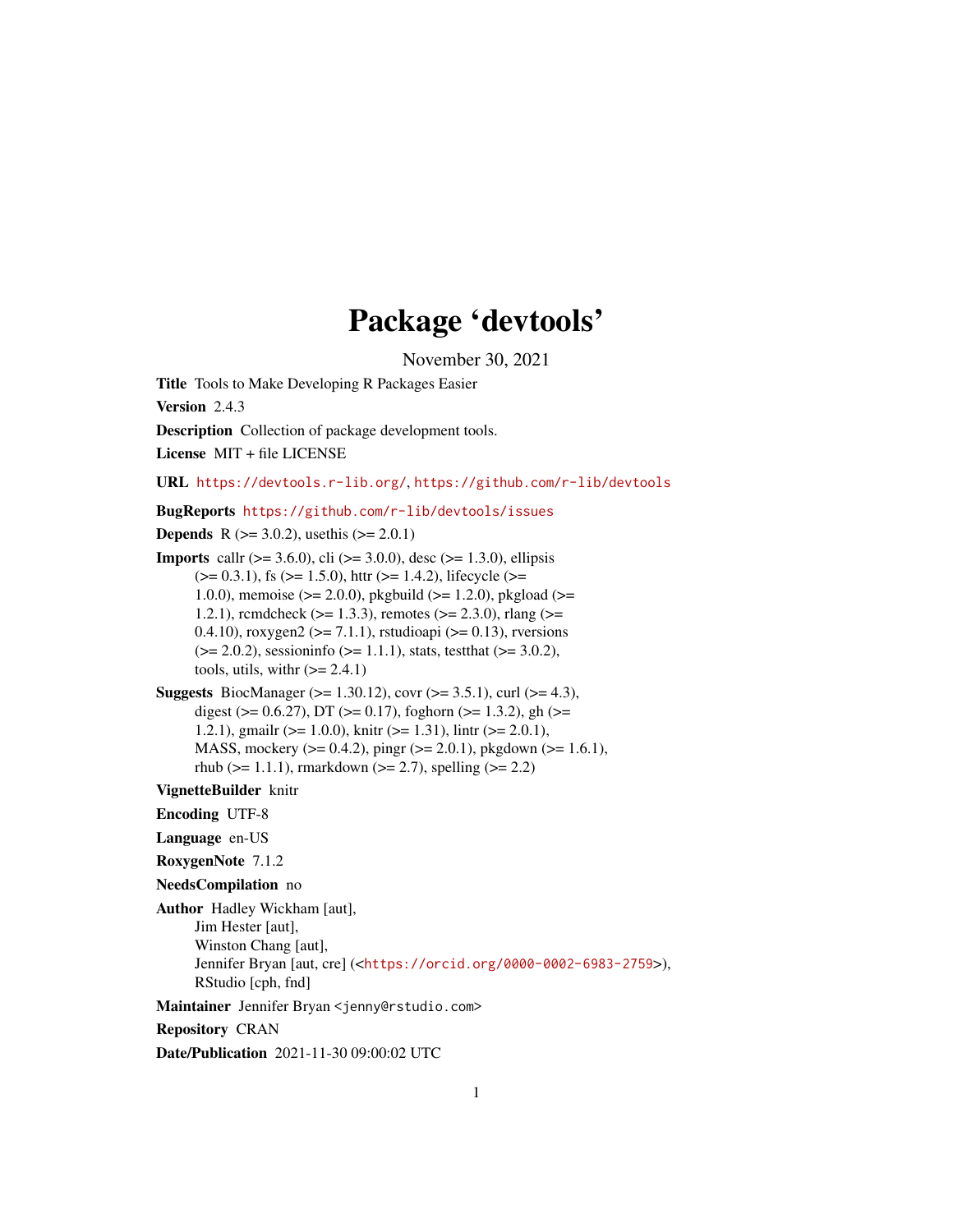# Package 'devtools'

November 30, 2021

**Title** Tools to Make Developing R Packages Easier

**Version** 2.4.3

**Description** Collection of package development tools.

**License** MIT + file LICENSE

**URL** https://devtools.r-lib.org/, https://github.com/r-lib/devtools

**BugReports** https://github.com/r-lib/devtools/issues

**Depends** R (>= 3.0.2), usethis (>= 2.0.1)

**Imports** callr (>= 3.6.0), cli (>= 3.0.0), desc (>= 1.3.0), ellipsis (>= 0.3.1), fs (>= 1.5.0), httr (>= 1.4.2), lifecycle (>= 1.0.0), memoise (>= 2.0.0), pkgbuild (>= 1.2.0), pkgload (>= 1.2.1), rcmdcheck (>= 1.3.3), remotes (>= 2.3.0), rlang (>= 0.4.10), roxygen2 (>= 7.1.1), rstudioapi (>= 0.13), rversions (>= 2.0.2), sessioninfo (>= 1.1.1), stats, testthat (>= 3.0.2), tools, utils, withr (>= 2.4.1)

**Suggests** BiocManager (>= 1.30.12), covr (>= 3.5.1), curl (>= 4.3), digest (>= 0.6.27), DT (>= 0.17), foghorn (>= 1.3.2), gh (>= 1.2.1), gmailr (>= 1.0.0), knitr (>= 1.31), lintr (>= 2.0.1), MASS, mockery (>= 0.4.2), pingr (>= 2.0.1), pkgdown (>= 1.6.1), rhub (>= 1.1.1), rmarkdown (>= 2.7), spelling (>= 2.2)

**VignetteBuilder** knitr

**Encoding** UTF-8

**Language** en-US

**RoxygenNote** 7.1.2

**NeedsCompilation** no

**Author** Hadley Wickham [aut],
Jim Hester [aut],
Winston Chang [aut],
Jennifer Bryan [aut, cre] (<https://orcid.org/0000-0002-6983-2759>),
RStudio [cph, fnd]

**Maintainer** Jennifer Bryan <jenny@rstudio.com>

**Repository** CRAN

**Date/Publication** 2021-11-30 09:00:02 UTC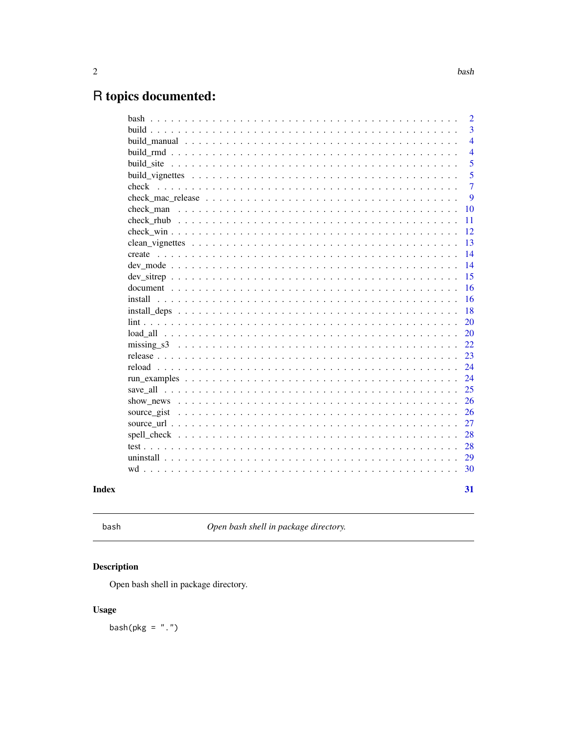# R topics documented:

| | |
|---|---|
| bash | 2 |
| build | 3 |
| build_manual | 4 |
| build_rmd | 4 |
| build_site | 5 |
| build_vignettes | 5 |
| check | 7 |
| check_mac_release | 9 |
| check_man | 10 |
| check_rhub | 11 |
| check_win | 12 |
| clean_vignettes | 13 |
| create | 14 |
| dev_mode | 14 |
| dev_sitrep | 15 |
| document | 16 |
| install | 16 |
| install_deps | 18 |
| lint | 20 |
| load_all | 20 |
| missing_s3 | 22 |
| release | 23 |
| reload | 24 |
| run_examples | 24 |
| save_all | 25 |
| show_news | 26 |
| source_gist | 26 |
| source_url | 27 |
| spell_check | 28 |
| test | 28 |
| uninstall | 29 |
| wd | 30 |

**Index** **31**

---

bash — *Open bash shell in package directory.*

---

## Description

Open bash shell in package directory.

## Usage

```
bash(pkg = ".")
```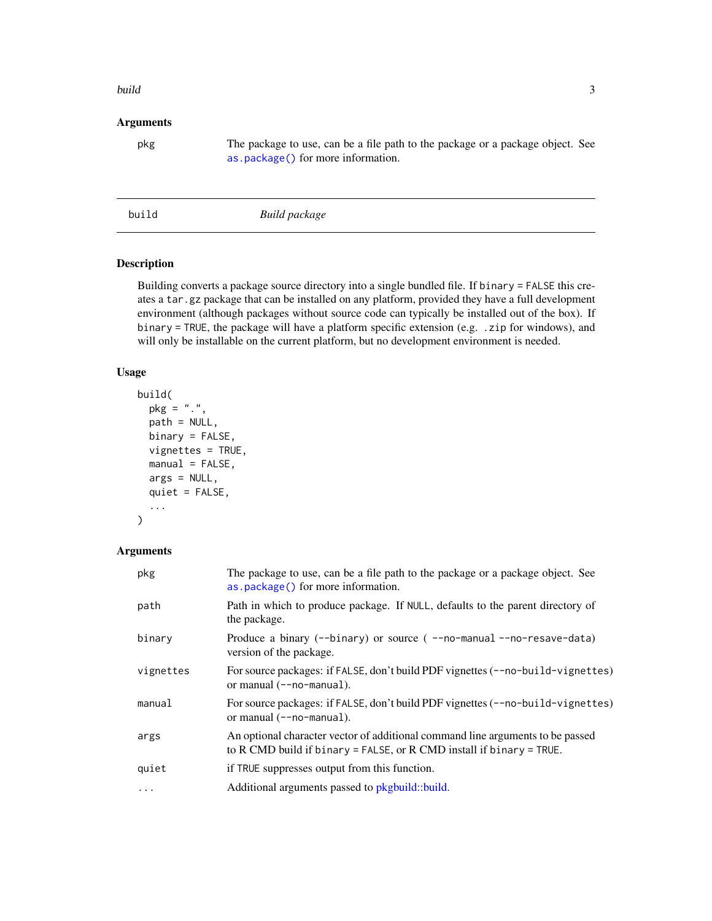### Arguments

| | |
|---|---|
| `pkg` | The package to use, can be a file path to the package or a package object. See `as.package()` for more information. |

---

## build — *Build package*

### Description

Building converts a package source directory into a single bundled file. If `binary = FALSE` this creates a `tar.gz` package that can be installed on any platform, provided they have a full development environment (although packages without source code can typically be installed out of the box). If `binary = TRUE`, the package will have a platform specific extension (e.g. `.zip` for windows), and will only be installable on the current platform, but no development environment is needed.

### Usage

```
build(
  pkg = ".",
  path = NULL,
  binary = FALSE,
  vignettes = TRUE,
  manual = FALSE,
  args = NULL,
  quiet = FALSE,
  ...
)
```

### Arguments

| | |
|---|---|
| `pkg` | The package to use, can be a file path to the package or a package object. See `as.package()` for more information. |
| `path` | Path in which to produce package. If `NULL`, defaults to the parent directory of the package. |
| `binary` | Produce a binary (`--binary`) or source ( `--no-manual --no-resave-data`) version of the package. |
| `vignettes` | For source packages: if `FALSE`, don't build PDF vignettes (`--no-build-vignettes`) or manual (`--no-manual`). |
| `manual` | For source packages: if `FALSE`, don't build PDF vignettes (`--no-build-vignettes`) or manual (`--no-manual`). |
| `args` | An optional character vector of additional command line arguments to be passed to R CMD build if `binary = FALSE`, or R CMD install if `binary = TRUE`. |
| `quiet` | if `TRUE` suppresses output from this function. |
| `...` | Additional arguments passed to pkgbuild::build. |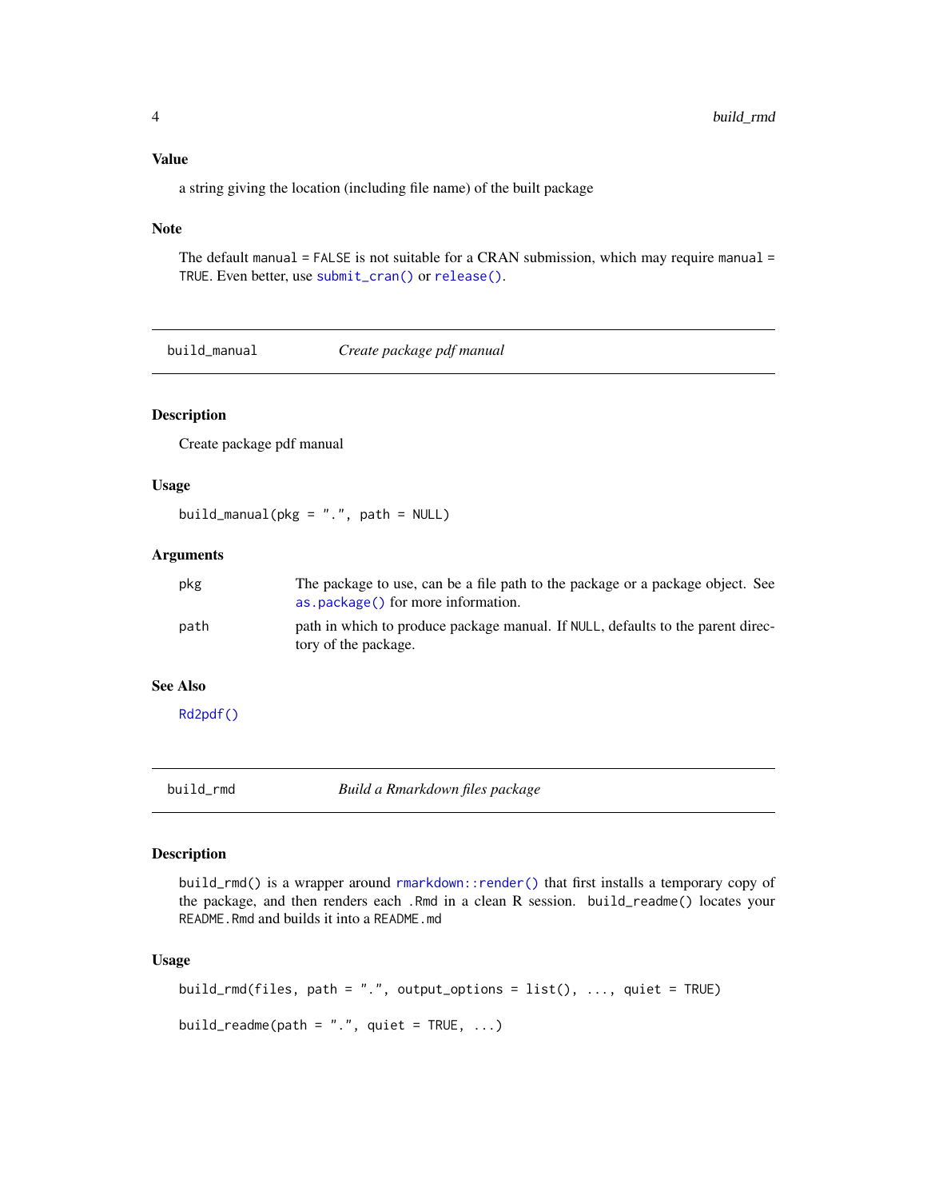### Value

a string giving the location (including file name) of the built package

### Note

The default `manual = FALSE` is not suitable for a CRAN submission, which may require `manual = TRUE`. Even better, use `submit_cran()` or `release()`.

---

## build_manual — *Create package pdf manual*

### Description

Create package pdf manual

### Usage

```
build_manual(pkg = ".", path = NULL)
```

### Arguments

| | |
|---|---|
| `pkg` | The package to use, can be a file path to the package or a package object. See `as.package()` for more information. |
| `path` | path in which to produce package manual. If `NULL`, defaults to the parent directory of the package. |

### See Also

`Rd2pdf()`

---

## build_rmd — *Build a Rmarkdown files package*

### Description

`build_rmd()` is a wrapper around `rmarkdown::render()` that first installs a temporary copy of the package, and then renders each `.Rmd` in a clean R session. `build_readme()` locates your `README.Rmd` and builds it into a `README.md`

### Usage

```
build_rmd(files, path = ".", output_options = list(), ..., quiet = TRUE)

build_readme(path = ".", quiet = TRUE, ...)
```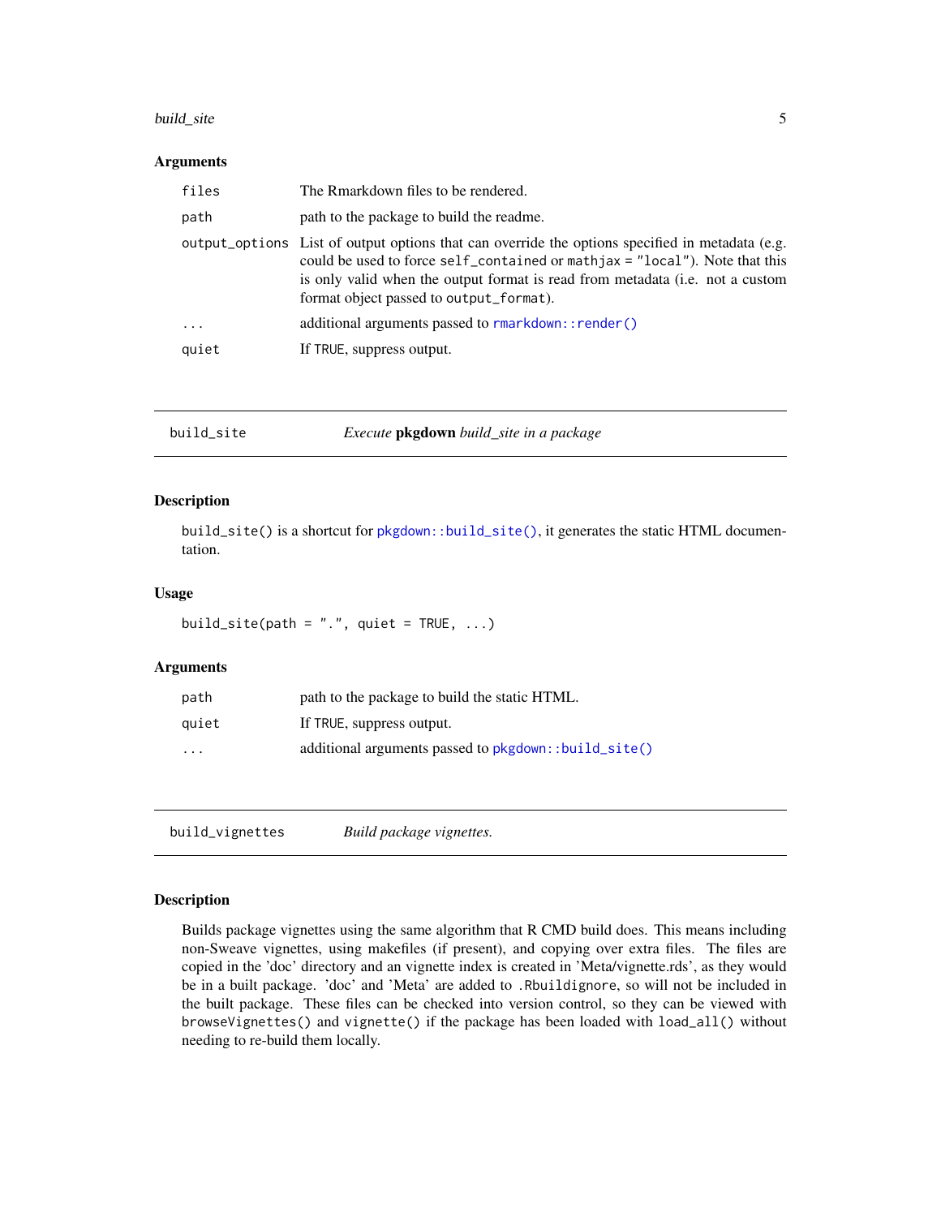### Arguments

| | |
|---|---|
| `files` | The Rmarkdown files to be rendered. |
| `path` | path to the package to build the readme. |
| `output_options` | List of output options that can override the options specified in metadata (e.g. could be used to force `self_contained` or `mathjax = "local"`). Note that this is only valid when the output format is read from metadata (i.e. not a custom format object passed to `output_format`). |
| `...` | additional arguments passed to `rmarkdown::render()` |
| `quiet` | If `TRUE`, suppress output. |

---

## build_site — *Execute* **pkgdown** *build_site in a package*

### Description

`build_site()` is a shortcut for `pkgdown::build_site()`, it generates the static HTML documentation.

### Usage

```
build_site(path = ".", quiet = TRUE, ...)
```

### Arguments

| | |
|---|---|
| `path` | path to the package to build the static HTML. |
| `quiet` | If `TRUE`, suppress output. |
| `...` | additional arguments passed to `pkgdown::build_site()` |

---

## build_vignettes — *Build package vignettes.*

### Description

Builds package vignettes using the same algorithm that R CMD build does. This means including non-Sweave vignettes, using makefiles (if present), and copying over extra files. The files are copied in the 'doc' directory and an vignette index is created in 'Meta/vignette.rds', as they would be in a built package. 'doc' and 'Meta' are added to `.Rbuildignore`, so will not be included in the built package. These files can be checked into version control, so they can be viewed with `browseVignettes()` and `vignette()` if the package has been loaded with `load_all()` without needing to re-build them locally.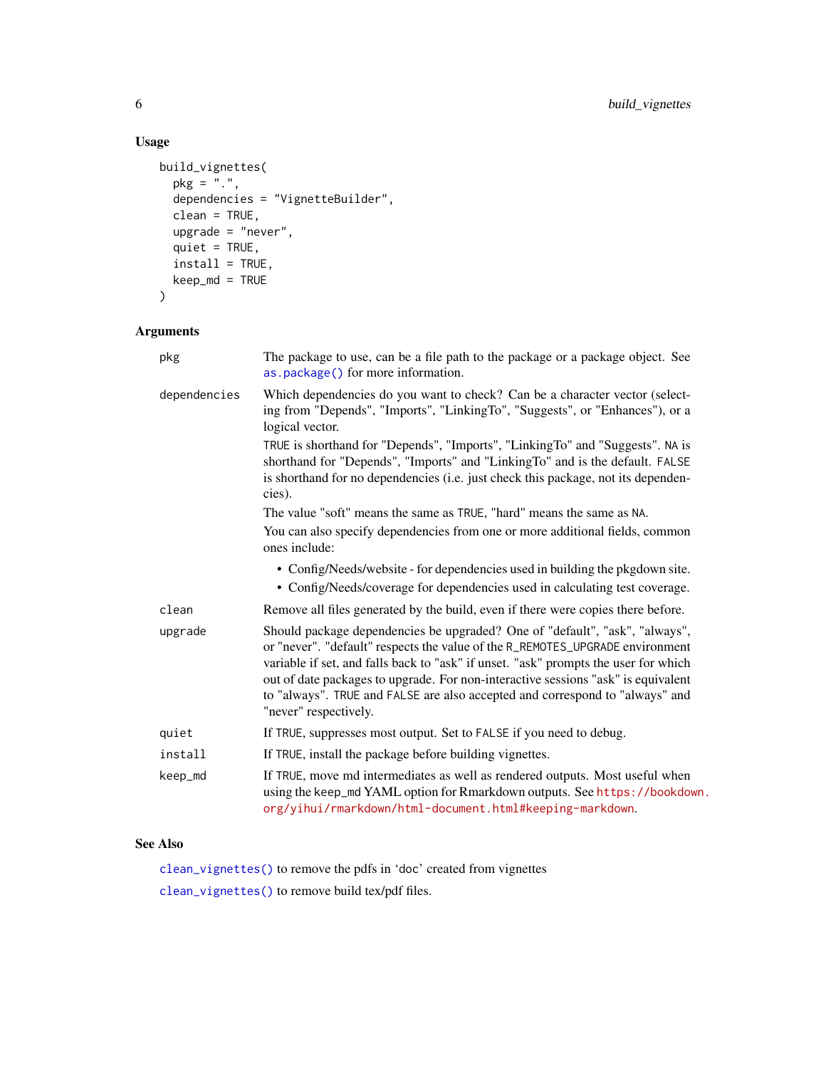## Usage

```
build_vignettes(
  pkg = ".",
  dependencies = "VignetteBuilder",
  clean = TRUE,
  upgrade = "never",
  quiet = TRUE,
  install = TRUE,
  keep_md = TRUE
)
```

## Arguments

| Argument | Description |
| --- | --- |
| `pkg` | The package to use, can be a file path to the package or a package object. See `as.package()` for more information. |
| `dependencies` | Which dependencies do you want to check? Can be a character vector (selecting from "Depends", "Imports", "LinkingTo", "Suggests", or "Enhances"), or a logical vector.<br><br>`TRUE` is shorthand for "Depends", "Imports", "LinkingTo" and "Suggests". `NA` is shorthand for "Depends", "Imports" and "LinkingTo" and is the default. `FALSE` is shorthand for no dependencies (i.e. just check this package, not its dependencies).<br><br>The value "soft" means the same as `TRUE`, "hard" means the same as `NA`.<br><br>You can also specify dependencies from one or more additional fields, common ones include:<br>• Config/Needs/website - for dependencies used in building the pkgdown site.<br>• Config/Needs/coverage for dependencies used in calculating test coverage. |
| `clean` | Remove all files generated by the build, even if there were copies there before. |
| `upgrade` | Should package dependencies be upgraded? One of "default", "ask", "always", or "never". "default" respects the value of the `R_REMOTES_UPGRADE` environment variable if set, and falls back to "ask" if unset. "ask" prompts the user for which out of date packages to upgrade. For non-interactive sessions "ask" is equivalent to "always". `TRUE` and `FALSE` are also accepted and correspond to "always" and "never" respectively. |
| `quiet` | If `TRUE`, suppresses most output. Set to `FALSE` if you need to debug. |
| `install` | If `TRUE`, install the package before building vignettes. |
| `keep_md` | If `TRUE`, move md intermediates as well as rendered outputs. Most useful when using the `keep_md` YAML option for Rmarkdown outputs. See https://bookdown.org/yihui/rmarkdown/html-document.html#keeping-markdown. |

## See Also

`clean_vignettes()` to remove the pdfs in 'doc' created from vignettes

`clean_vignettes()` to remove build tex/pdf files.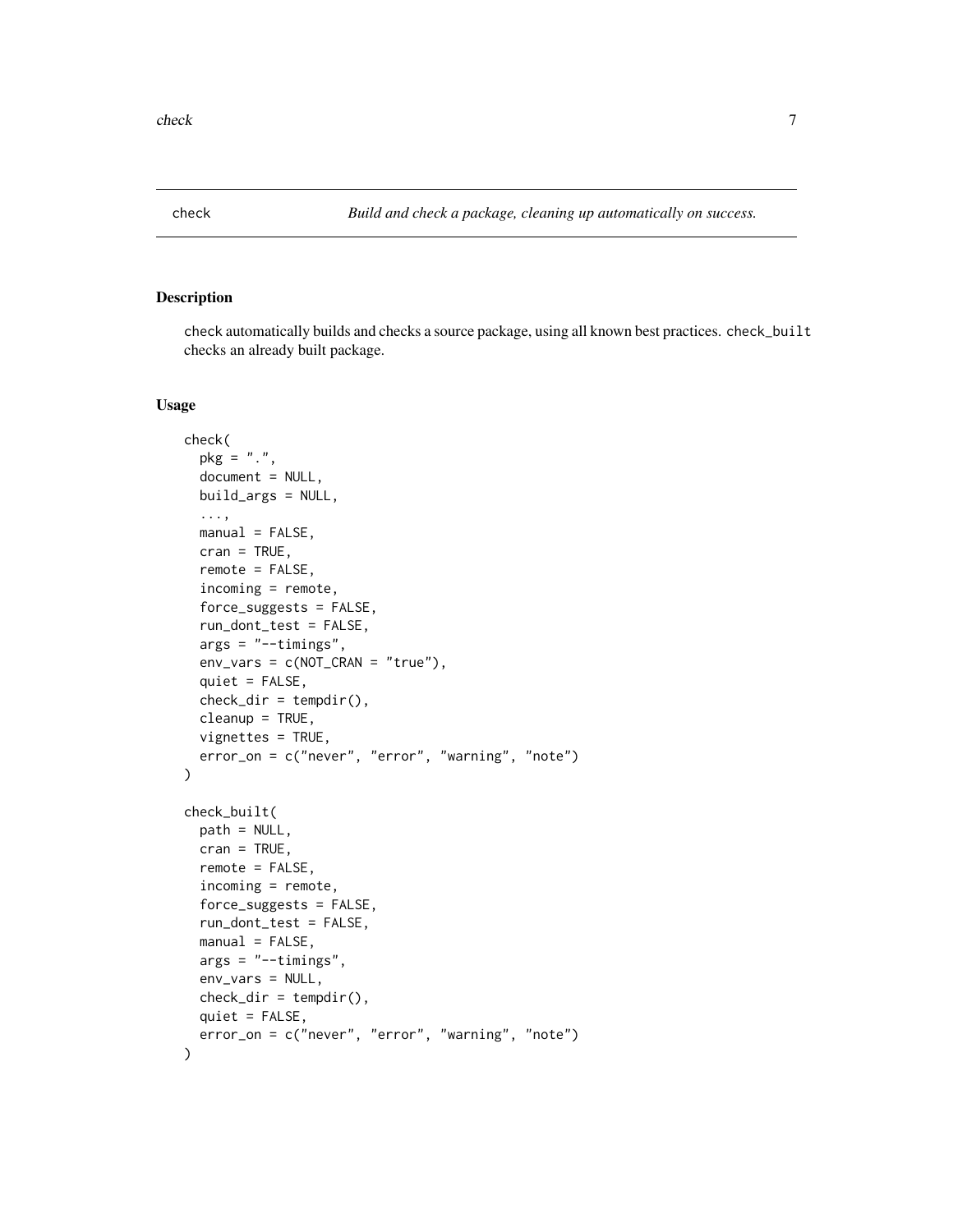check *Build and check a package, cleaning up automatically on success.*

## Description

check automatically builds and checks a source package, using all known best practices. check_built checks an already built package.

## Usage

```
check(
  pkg = ".",
  document = NULL,
  build_args = NULL,
  ...,
  manual = FALSE,
  cran = TRUE,
  remote = FALSE,
  incoming = remote,
  force_suggests = FALSE,
  run_dont_test = FALSE,
  args = "--timings",
  env_vars = c(NOT_CRAN = "true"),
  quiet = FALSE,
  check_dir = tempdir(),
  cleanup = TRUE,
  vignettes = TRUE,
  error_on = c("never", "error", "warning", "note")
)

check_built(
  path = NULL,
  cran = TRUE,
  remote = FALSE,
  incoming = remote,
  force_suggests = FALSE,
  run_dont_test = FALSE,
  manual = FALSE,
  args = "--timings",
  env_vars = NULL,
  check_dir = tempdir(),
  quiet = FALSE,
  error_on = c("never", "error", "warning", "note")
)
```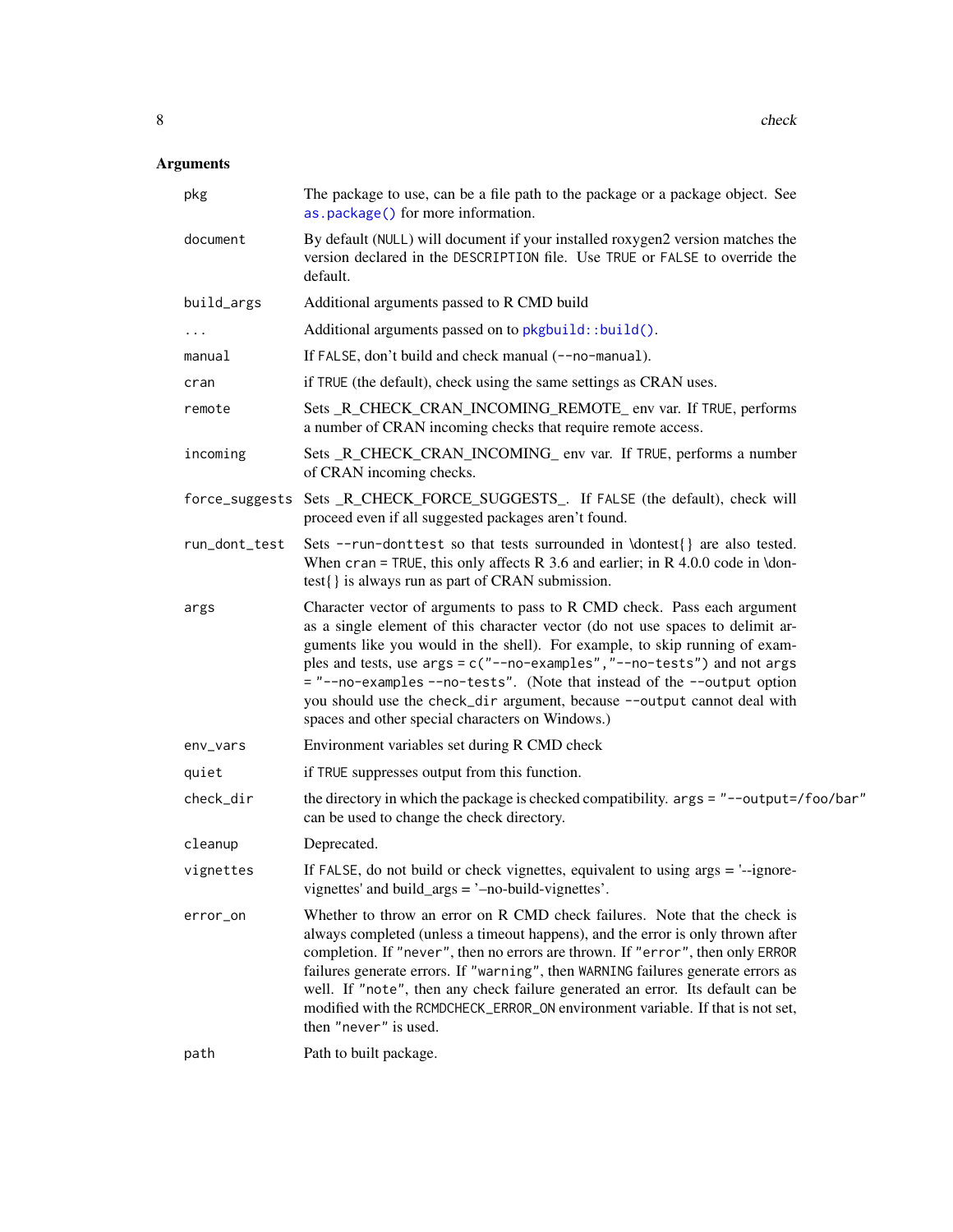## Arguments

| | |
|---|---|
| `pkg` | The package to use, can be a file path to the package or a package object. See `as.package()` for more information. |
| `document` | By default (`NULL`) will document if your installed roxygen2 version matches the version declared in the `DESCRIPTION` file. Use `TRUE` or `FALSE` to override the default. |
| `build_args` | Additional arguments passed to R CMD build |
| `...` | Additional arguments passed on to `pkgbuild::build()`. |
| `manual` | If `FALSE`, don't build and check manual (`--no-manual`). |
| `cran` | if `TRUE` (the default), check using the same settings as CRAN uses. |
| `remote` | Sets _R_CHECK_CRAN_INCOMING_REMOTE_ env var. If `TRUE`, performs a number of CRAN incoming checks that require remote access. |
| `incoming` | Sets _R_CHECK_CRAN_INCOMING_ env var. If `TRUE`, performs a number of CRAN incoming checks. |
| `force_suggests` | Sets _R_CHECK_FORCE_SUGGESTS_. If `FALSE` (the default), check will proceed even if all suggested packages aren't found. |
| `run_dont_test` | Sets `--run-donttest` so that tests surrounded in \dontest{} are also tested. When `cran = TRUE`, this only affects R 3.6 and earlier; in R 4.0.0 code in \dontest{} is always run as part of CRAN submission. |
| `args` | Character vector of arguments to pass to R CMD check. Pass each argument as a single element of this character vector (do not use spaces to delimit arguments like you would in the shell). For example, to skip running of examples and tests, use `args = c("--no-examples","--no-tests")` and not `args = "--no-examples --no-tests"`. (Note that instead of the `--output` option you should use the `check_dir` argument, because `--output` cannot deal with spaces and other special characters on Windows.) |
| `env_vars` | Environment variables set during R CMD check |
| `quiet` | if `TRUE` suppresses output from this function. |
| `check_dir` | the directory in which the package is checked compatibility. `args = "--output=/foo/bar"` can be used to change the check directory. |
| `cleanup` | Deprecated. |
| `vignettes` | If `FALSE`, do not build or check vignettes, equivalent to using args = '--ignore-vignettes' and build_args = '–no-build-vignettes'. |
| `error_on` | Whether to throw an error on R CMD check failures. Note that the check is always completed (unless a timeout happens), and the error is only thrown after completion. If `"never"`, then no errors are thrown. If `"error"`, then only `ERROR` failures generate errors. If `"warning"`, then `WARNING` failures generate errors as well. If `"note"`, then any check failure generated an error. Its default can be modified with the `RCMDCHECK_ERROR_ON` environment variable. If that is not set, then `"never"` is used. |
| `path` | Path to built package. |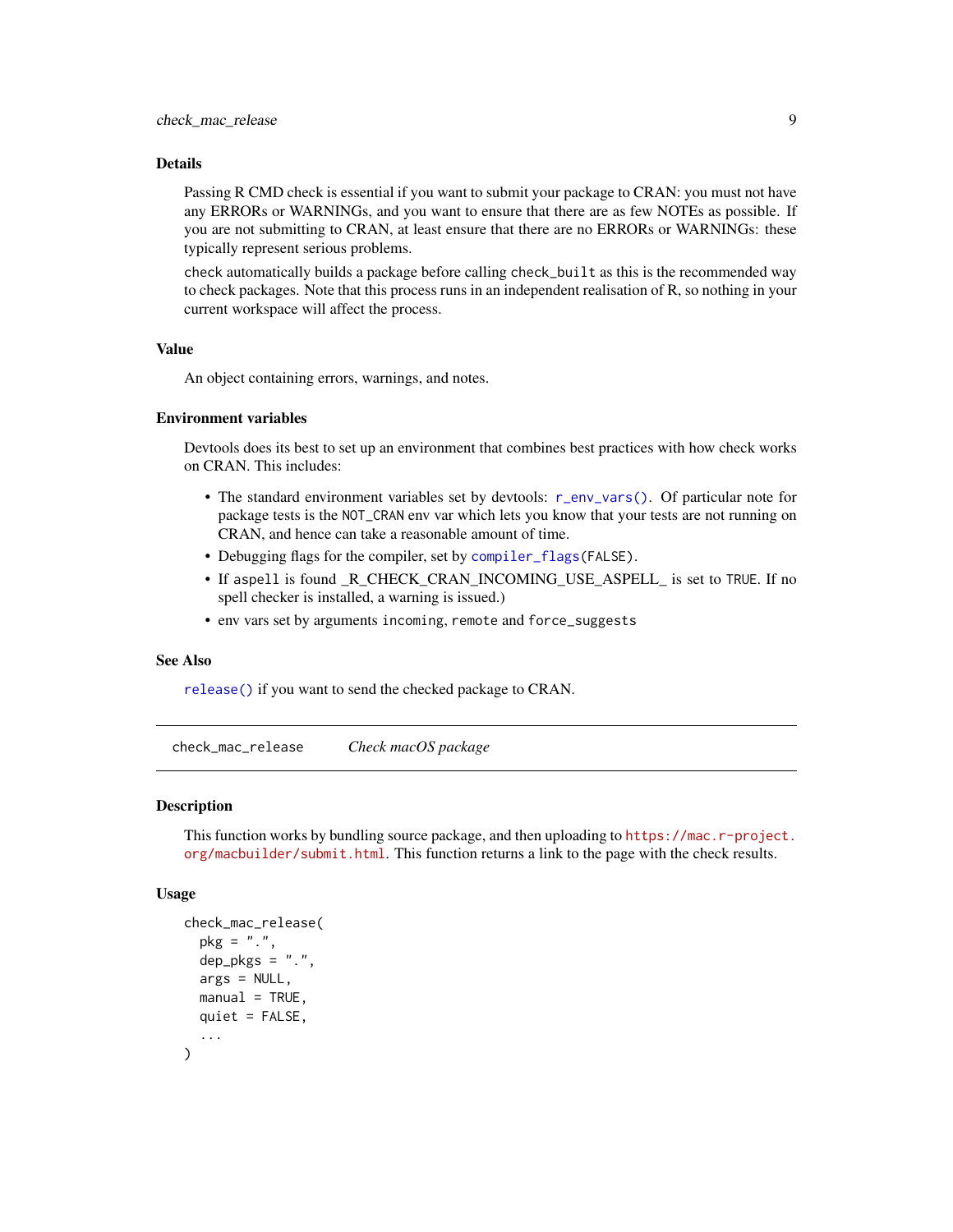### Details

Passing R CMD check is essential if you want to submit your package to CRAN: you must not have any ERRORs or WARNINGs, and you want to ensure that there are as few NOTEs as possible. If you are not submitting to CRAN, at least ensure that there are no ERRORs or WARNINGs: these typically represent serious problems.

`check` automatically builds a package before calling `check_built` as this is the recommended way to check packages. Note that this process runs in an independent realisation of R, so nothing in your current workspace will affect the process.

### Value

An object containing errors, warnings, and notes.

### Environment variables

Devtools does its best to set up an environment that combines best practices with how check works on CRAN. This includes:

- The standard environment variables set by devtools: `r_env_vars()`. Of particular note for package tests is the `NOT_CRAN` env var which lets you know that your tests are not running on CRAN, and hence can take a reasonable amount of time.
- Debugging flags for the compiler, set by `compiler_flags(FALSE)`.
- If `aspell` is found _R_CHECK_CRAN_INCOMING_USE_ASPELL_ is set to `TRUE`. If no spell checker is installed, a warning is issued.)
- env vars set by arguments `incoming`, `remote` and `force_suggests`

### See Also

`release()` if you want to send the checked package to CRAN.

---

## check_mac_release — *Check macOS package*

### Description

This function works by bundling source package, and then uploading to https://mac.r-project.org/macbuilder/submit.html. This function returns a link to the page with the check results.

### Usage

```
check_mac_release(
  pkg = ".",
  dep_pkgs = ".",
  args = NULL,
  manual = TRUE,
  quiet = FALSE,
  ...
)
```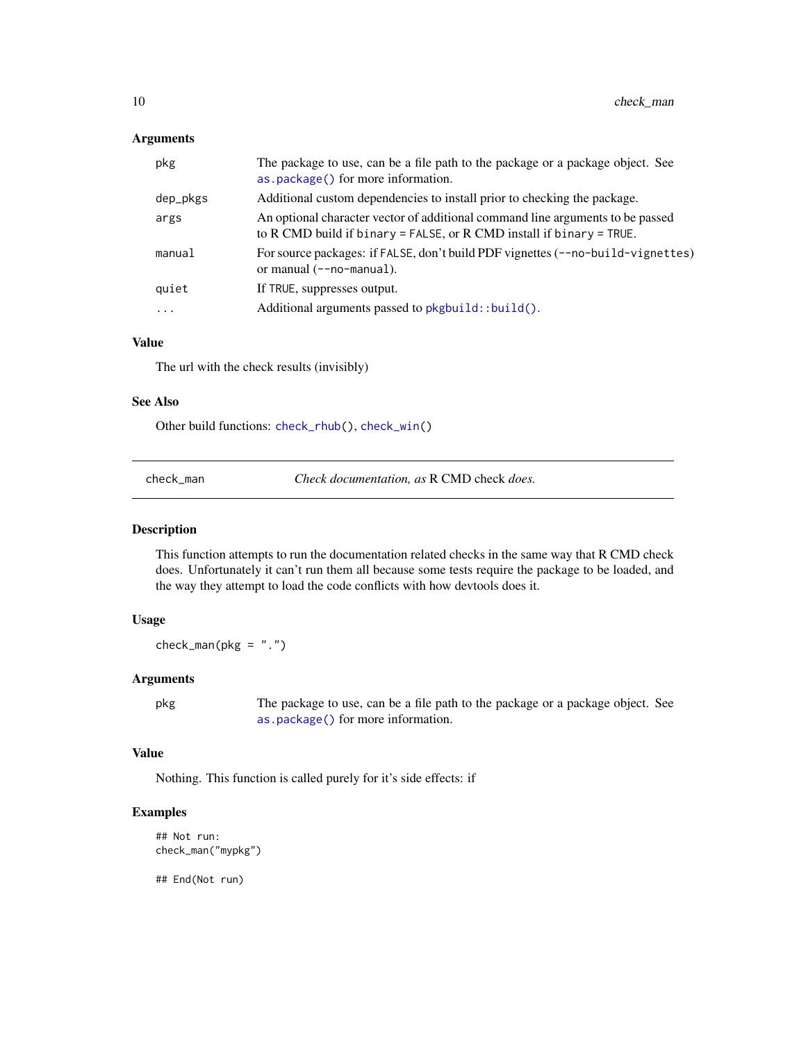### Arguments

| | |
|---|---|
| `pkg` | The package to use, can be a file path to the package or a package object. See `as.package()` for more information. |
| `dep_pkgs` | Additional custom dependencies to install prior to checking the package. |
| `args` | An optional character vector of additional command line arguments to be passed to R CMD build if `binary = FALSE`, or R CMD install if `binary = TRUE`. |
| `manual` | For source packages: if `FALSE`, don't build PDF vignettes (`--no-build-vignettes`) or manual (`--no-manual`). |
| `quiet` | If `TRUE`, suppresses output. |
| `...` | Additional arguments passed to `pkgbuild::build()`. |

### Value

The url with the check results (invisibly)

### See Also

Other build functions: `check_rhub()`, `check_win()`

---

## check_man — *Check documentation, as* R CMD check *does.*

### Description

This function attempts to run the documentation related checks in the same way that R CMD check does. Unfortunately it can't run them all because some tests require the package to be loaded, and the way they attempt to load the code conflicts with how devtools does it.

### Usage

```
check_man(pkg = ".")
```

### Arguments

| | |
|---|---|
| `pkg` | The package to use, can be a file path to the package or a package object. See `as.package()` for more information. |

### Value

Nothing. This function is called purely for it's side effects: if

### Examples

```
## Not run:
check_man("mypkg")

## End(Not run)
```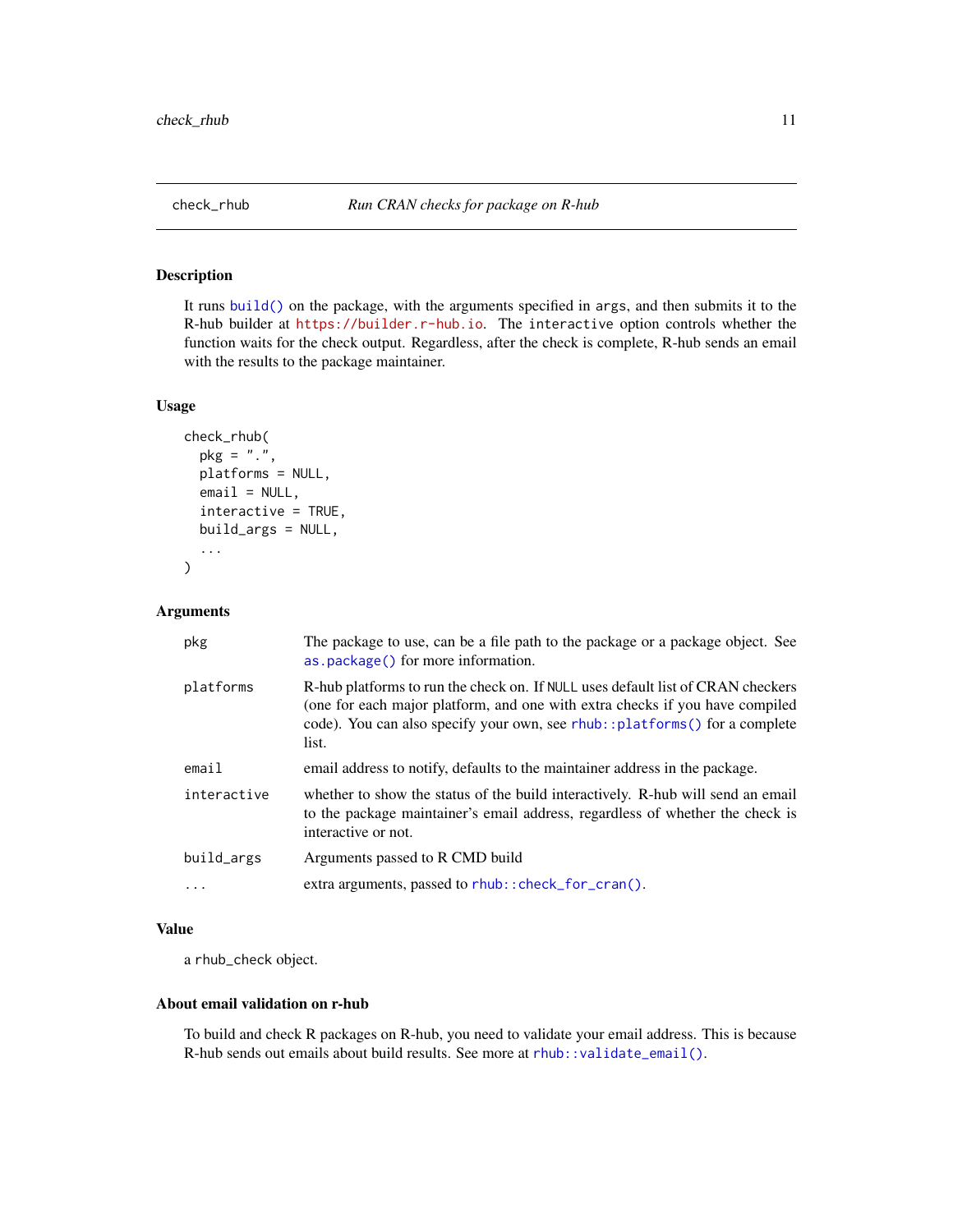## check_rhub — *Run CRAN checks for package on R-hub*

### Description

It runs `build()` on the package, with the arguments specified in `args`, and then submits it to the R-hub builder at `https://builder.r-hub.io`. The `interactive` option controls whether the function waits for the check output. Regardless, after the check is complete, R-hub sends an email with the results to the package maintainer.

### Usage

```
check_rhub(
  pkg = ".",
  platforms = NULL,
  email = NULL,
  interactive = TRUE,
  build_args = NULL,
  ...
)
```

### Arguments

| | |
|---|---|
| `pkg` | The package to use, can be a file path to the package or a package object. See `as.package()` for more information. |
| `platforms` | R-hub platforms to run the check on. If `NULL` uses default list of CRAN checkers (one for each major platform, and one with extra checks if you have compiled code). You can also specify your own, see `rhub::platforms()` for a complete list. |
| `email` | email address to notify, defaults to the maintainer address in the package. |
| `interactive` | whether to show the status of the build interactively. R-hub will send an email to the package maintainer's email address, regardless of whether the check is interactive or not. |
| `build_args` | Arguments passed to R CMD build |
| `...` | extra arguments, passed to `rhub::check_for_cran()`. |

### Value

a `rhub_check` object.

### About email validation on r-hub

To build and check R packages on R-hub, you need to validate your email address. This is because R-hub sends out emails about build results. See more at `rhub::validate_email()`.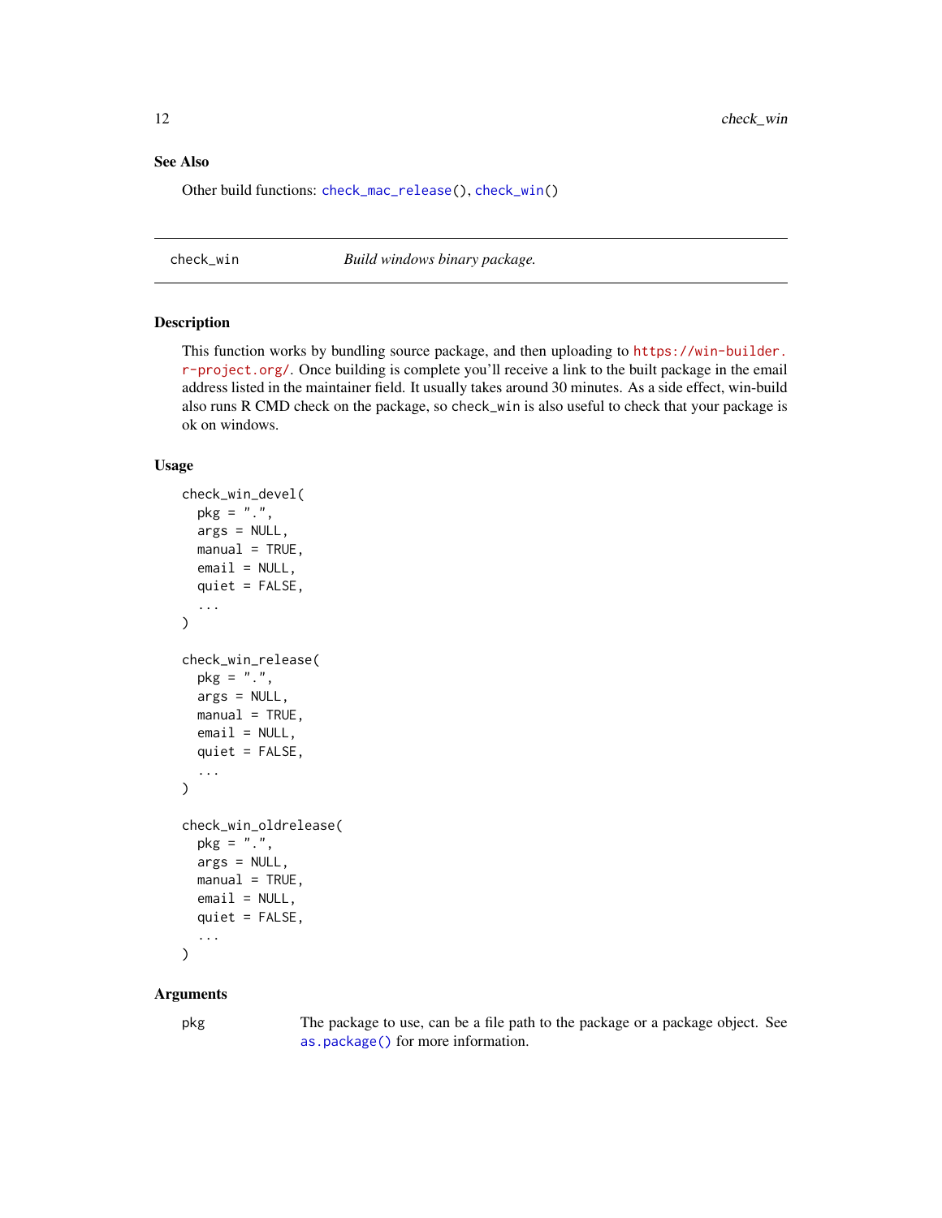### See Also

Other build functions: `check_mac_release()`, `check_win()`

---

## check_win — *Build windows binary package.*

---

### Description

This function works by bundling source package, and then uploading to https://win-builder.r-project.org/. Once building is complete you'll receive a link to the built package in the email address listed in the maintainer field. It usually takes around 30 minutes. As a side effect, win-build also runs R CMD check on the package, so `check_win` is also useful to check that your package is ok on windows.

### Usage

```
check_win_devel(
  pkg = ".",
  args = NULL,
  manual = TRUE,
  email = NULL,
  quiet = FALSE,
  ...
)

check_win_release(
  pkg = ".",
  args = NULL,
  manual = TRUE,
  email = NULL,
  quiet = FALSE,
  ...
)

check_win_oldrelease(
  pkg = ".",
  args = NULL,
  manual = TRUE,
  email = NULL,
  quiet = FALSE,
  ...
)
```

### Arguments

| | |
|---|---|
| `pkg` | The package to use, can be a file path to the package or a package object. See `as.package()` for more information. |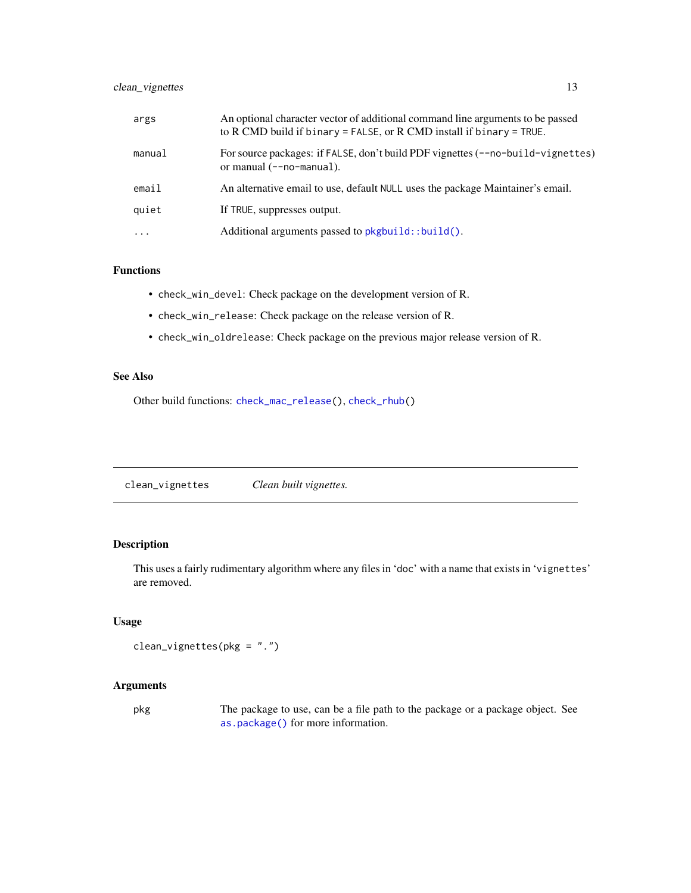| | |
|---|---|
| `args` | An optional character vector of additional command line arguments to be passed to R CMD build if `binary = FALSE`, or R CMD install if `binary = TRUE`. |
| `manual` | For source packages: if `FALSE`, don't build PDF vignettes (`--no-build-vignettes`) or manual (`--no-manual`). |
| `email` | An alternative email to use, default `NULL` uses the package Maintainer's email. |
| `quiet` | If `TRUE`, suppresses output. |
| `...` | Additional arguments passed to `pkgbuild::build()`. |

### Functions

- `check_win_devel`: Check package on the development version of R.
- `check_win_release`: Check package on the release version of R.
- `check_win_oldrelease`: Check package on the previous major release version of R.

### See Also

Other build functions: `check_mac_release()`, `check_rhub()`

---

## `clean_vignettes` *Clean built vignettes.*

---

### Description

This uses a fairly rudimentary algorithm where any files in '`doc`' with a name that exists in '`vignettes`' are removed.

### Usage

```
clean_vignettes(pkg = ".")
```

### Arguments

| | |
|---|---|
| `pkg` | The package to use, can be a file path to the package or a package object. See `as.package()` for more information. |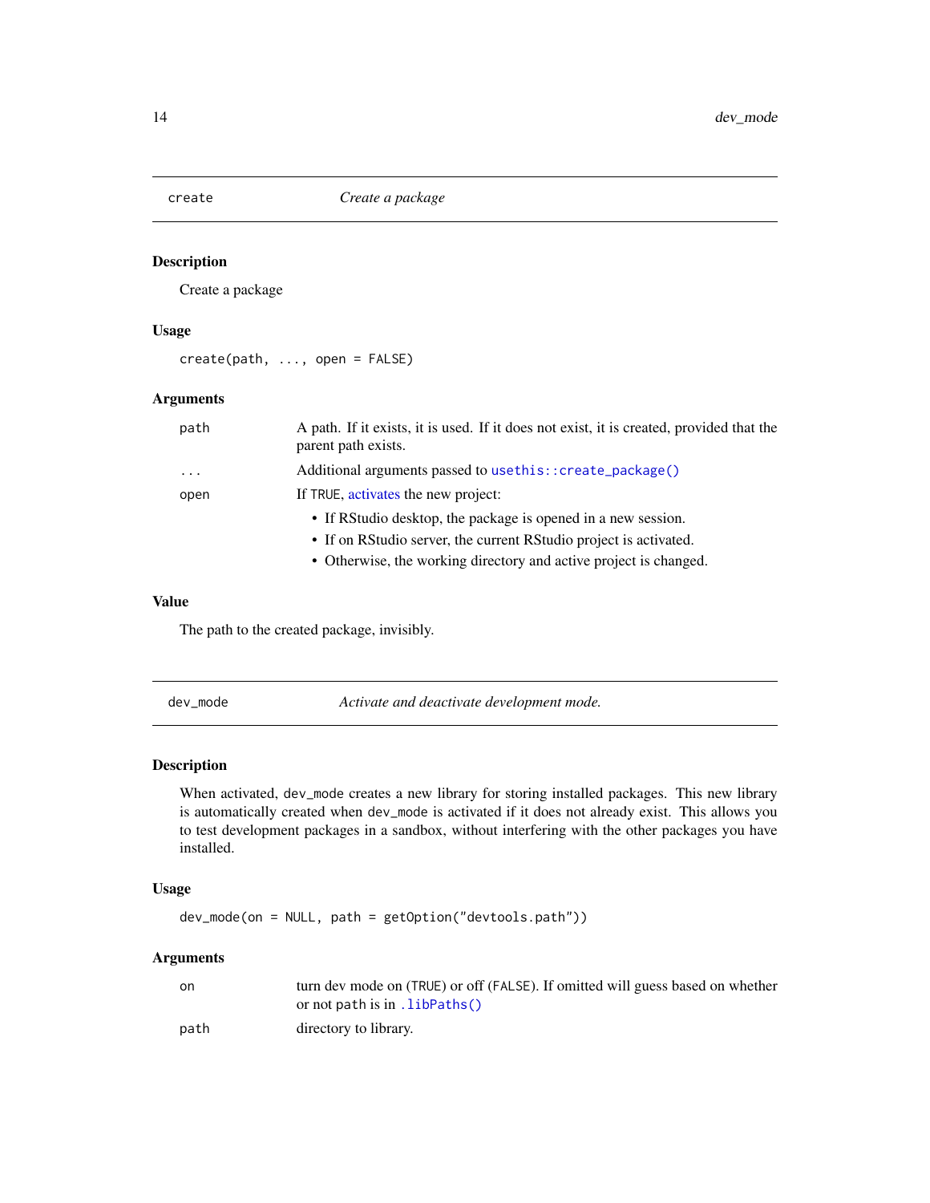## create — *Create a package*

### Description

Create a package

### Usage

```
create(path, ..., open = FALSE)
```

### Arguments

| | |
|---|---|
| `path` | A path. If it exists, it is used. If it does not exist, it is created, provided that the parent path exists. |
| `...` | Additional arguments passed to `usethis::create_package()` |
| `open` | If `TRUE`, activates the new project:<br>• If RStudio desktop, the package is opened in a new session.<br>• If on RStudio server, the current RStudio project is activated.<br>• Otherwise, the working directory and active project is changed. |

### Value

The path to the created package, invisibly.

## dev_mode — *Activate and deactivate development mode.*

### Description

When activated, `dev_mode` creates a new library for storing installed packages. This new library is automatically created when `dev_mode` is activated if it does not already exist. This allows you to test development packages in a sandbox, without interfering with the other packages you have installed.

### Usage

```
dev_mode(on = NULL, path = getOption("devtools.path"))
```

### Arguments

| | |
|---|---|
| `on` | turn dev mode on (`TRUE`) or off (`FALSE`). If omitted will guess based on whether or not `path` is in `.libPaths()` |
| `path` | directory to library. |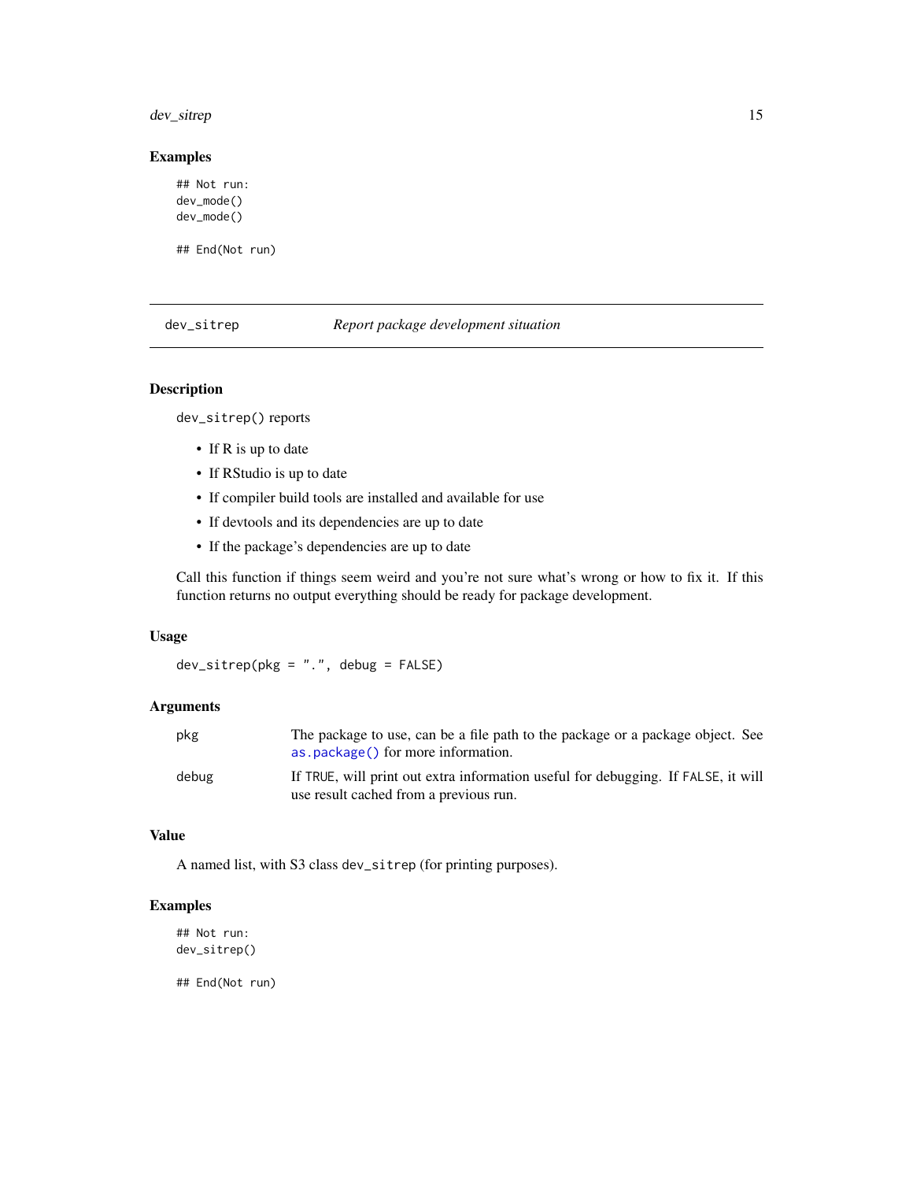### Examples

```
## Not run:
dev_mode()
dev_mode()

## End(Not run)
```

## dev_sitrep — *Report package development situation*

### Description

dev_sitrep() reports

- If R is up to date
- If RStudio is up to date
- If compiler build tools are installed and available for use
- If devtools and its dependencies are up to date
- If the package's dependencies are up to date

Call this function if things seem weird and you're not sure what's wrong or how to fix it. If this function returns no output everything should be ready for package development.

### Usage

```
dev_sitrep(pkg = ".", debug = FALSE)
```

### Arguments

| | |
|---|---|
| pkg | The package to use, can be a file path to the package or a package object. See as.package() for more information. |
| debug | If TRUE, will print out extra information useful for debugging. If FALSE, it will use result cached from a previous run. |

### Value

A named list, with S3 class dev_sitrep (for printing purposes).

### Examples

```
## Not run:
dev_sitrep()

## End(Not run)
```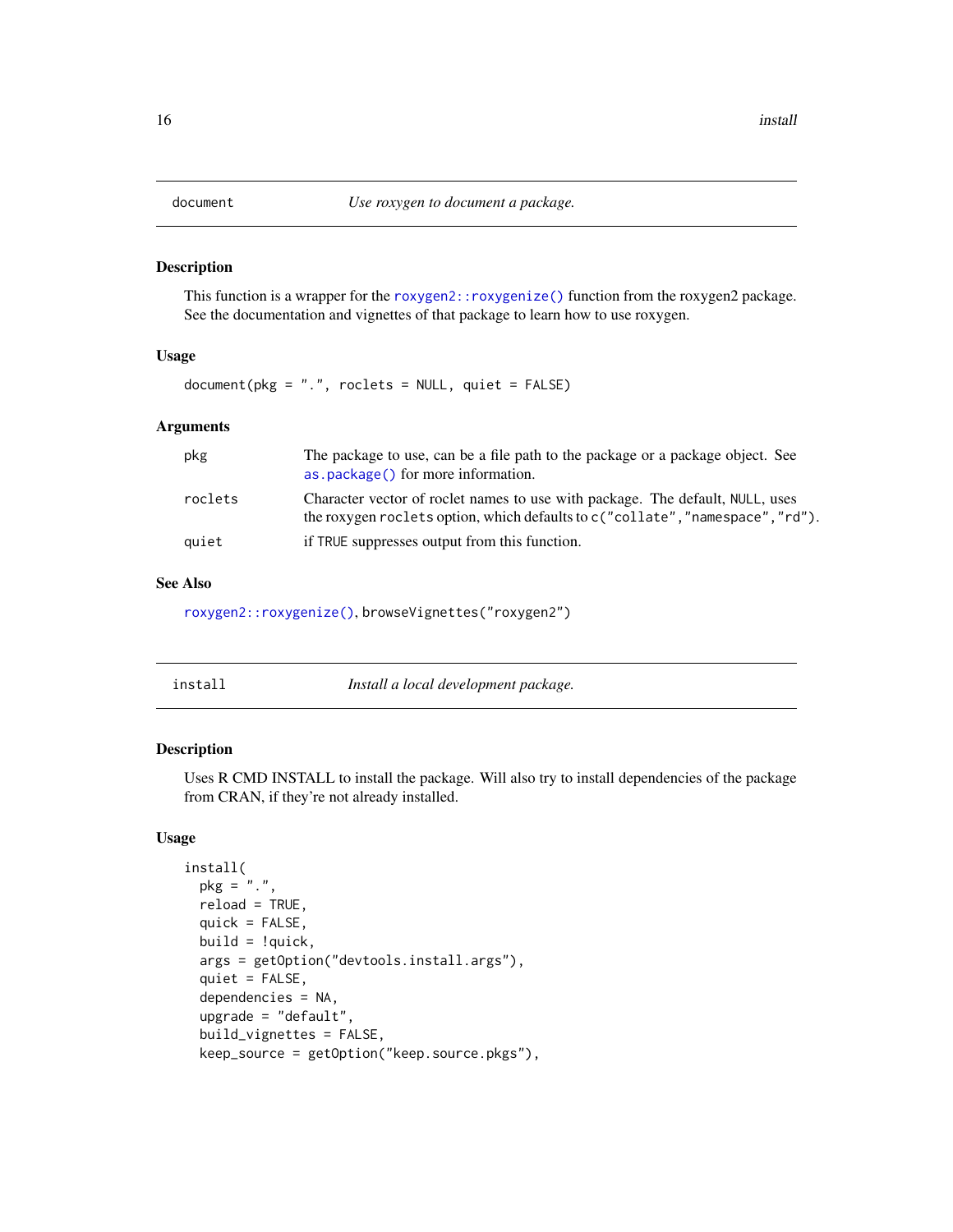## document — *Use roxygen to document a package.*

### Description

This function is a wrapper for the `roxygen2::roxygenize()` function from the roxygen2 package. See the documentation and vignettes of that package to learn how to use roxygen.

### Usage

```
document(pkg = ".", roclets = NULL, quiet = FALSE)
```

### Arguments

| | |
|---|---|
| pkg | The package to use, can be a file path to the package or a package object. See `as.package()` for more information. |
| roclets | Character vector of roclet names to use with package. The default, `NULL`, uses the roxygen `roclets` option, which defaults to `c("collate","namespace","rd")`. |
| quiet | if `TRUE` suppresses output from this function. |

### See Also

`roxygen2::roxygenize()`, `browseVignettes("roxygen2")`

## install — *Install a local development package.*

### Description

Uses R CMD INSTALL to install the package. Will also try to install dependencies of the package from CRAN, if they're not already installed.

### Usage

```
install(
  pkg = ".",
  reload = TRUE,
  quick = FALSE,
  build = !quick,
  args = getOption("devtools.install.args"),
  quiet = FALSE,
  dependencies = NA,
  upgrade = "default",
  build_vignettes = FALSE,
  keep_source = getOption("keep.source.pkgs"),
```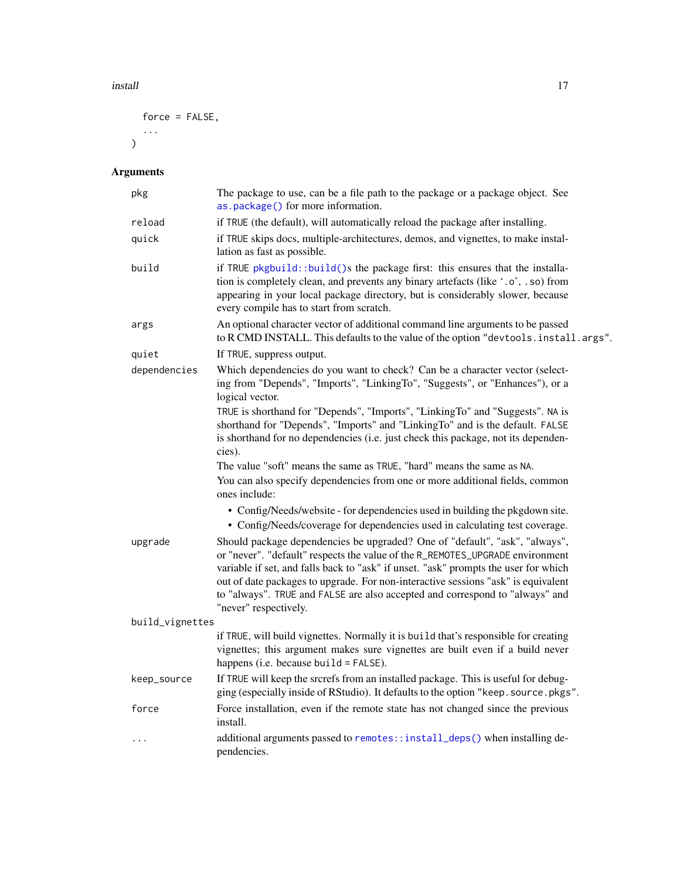```
  force = FALSE,
  ...
)
```

### Arguments

| | |
|---|---|
| `pkg` | The package to use, can be a file path to the package or a package object. See `as.package()` for more information. |
| `reload` | if `TRUE` (the default), will automatically reload the package after installing. |
| `quick` | if `TRUE` skips docs, multiple-architectures, demos, and vignettes, to make installation as fast as possible. |
| `build` | if `TRUE` `pkgbuild::build()`s the package first: this ensures that the installation is completely clean, and prevents any binary artefacts (like '.o', `.so`) from appearing in your local package directory, but is considerably slower, because every compile has to start from scratch. |
| `args` | An optional character vector of additional command line arguments to be passed to R CMD INSTALL. This defaults to the value of the option `"devtools.install.args"`. |
| `quiet` | If `TRUE`, suppress output. |
| `dependencies` | Which dependencies do you want to check? Can be a character vector (selecting from "Depends", "Imports", "LinkingTo", "Suggests", or "Enhances"), or a logical vector.<br><br>`TRUE` is shorthand for "Depends", "Imports", "LinkingTo" and "Suggests". `NA` is shorthand for "Depends", "Imports" and "LinkingTo" and is the default. `FALSE` is shorthand for no dependencies (i.e. just check this package, not its dependencies).<br><br>The value "soft" means the same as `TRUE`, "hard" means the same as `NA`.<br><br>You can also specify dependencies from one or more additional fields, common ones include:<br>• Config/Needs/website - for dependencies used in building the pkgdown site.<br>• Config/Needs/coverage for dependencies used in calculating test coverage. |
| `upgrade` | Should package dependencies be upgraded? One of "default", "ask", "always", or "never". "default" respects the value of the `R_REMOTES_UPGRADE` environment variable if set, and falls back to "ask" if unset. "ask" prompts the user for which out of date packages to upgrade. For non-interactive sessions "ask" is equivalent to "always". `TRUE` and `FALSE` are also accepted and correspond to "always" and "never" respectively. |
| `build_vignettes` | if `TRUE`, will build vignettes. Normally it is `build` that's responsible for creating vignettes; this argument makes sure vignettes are built even if a build never happens (i.e. because `build = FALSE`). |
| `keep_source` | If `TRUE` will keep the srcrefs from an installed package. This is useful for debugging (especially inside of RStudio). It defaults to the option `"keep.source.pkgs"`. |
| `force` | Force installation, even if the remote state has not changed since the previous install. |
| `...` | additional arguments passed to `remotes::install_deps()` when installing dependencies. |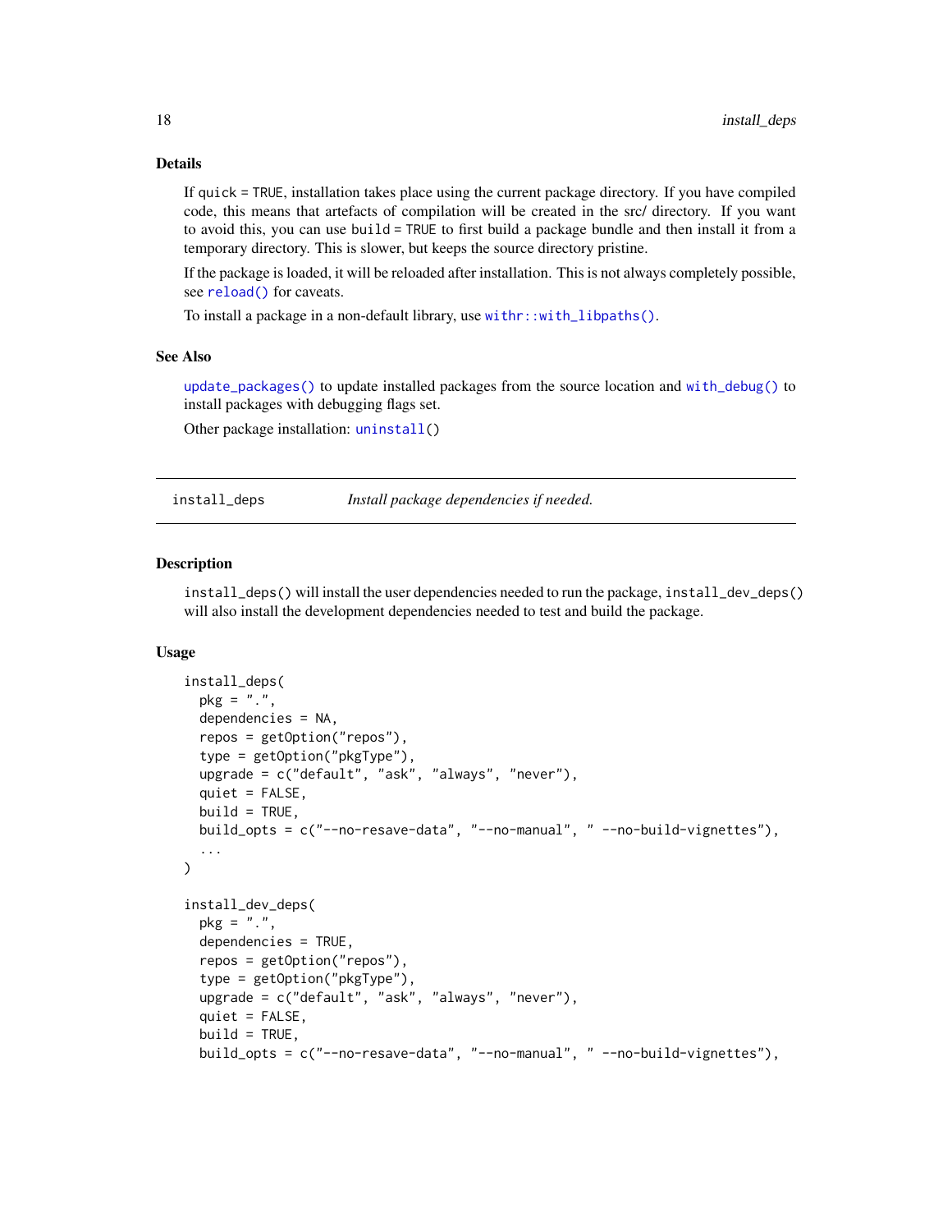### Details

If `quick = TRUE`, installation takes place using the current package directory. If you have compiled code, this means that artefacts of compilation will be created in the src/ directory. If you want to avoid this, you can use `build = TRUE` to first build a package bundle and then install it from a temporary directory. This is slower, but keeps the source directory pristine.

If the package is loaded, it will be reloaded after installation. This is not always completely possible, see `reload()` for caveats.

To install a package in a non-default library, use `withr::with_libpaths()`.

### See Also

`update_packages()` to update installed packages from the source location and `with_debug()` to install packages with debugging flags set.

Other package installation: `uninstall()`

---

## install_deps — *Install package dependencies if needed.*

### Description

`install_deps()` will install the user dependencies needed to run the package, `install_dev_deps()` will also install the development dependencies needed to test and build the package.

### Usage

```
install_deps(
  pkg = ".",
  dependencies = NA,
  repos = getOption("repos"),
  type = getOption("pkgType"),
  upgrade = c("default", "ask", "always", "never"),
  quiet = FALSE,
  build = TRUE,
  build_opts = c("--no-resave-data", "--no-manual", " --no-build-vignettes"),
  ...
)

install_dev_deps(
  pkg = ".",
  dependencies = TRUE,
  repos = getOption("repos"),
  type = getOption("pkgType"),
  upgrade = c("default", "ask", "always", "never"),
  quiet = FALSE,
  build = TRUE,
  build_opts = c("--no-resave-data", "--no-manual", " --no-build-vignettes"),
```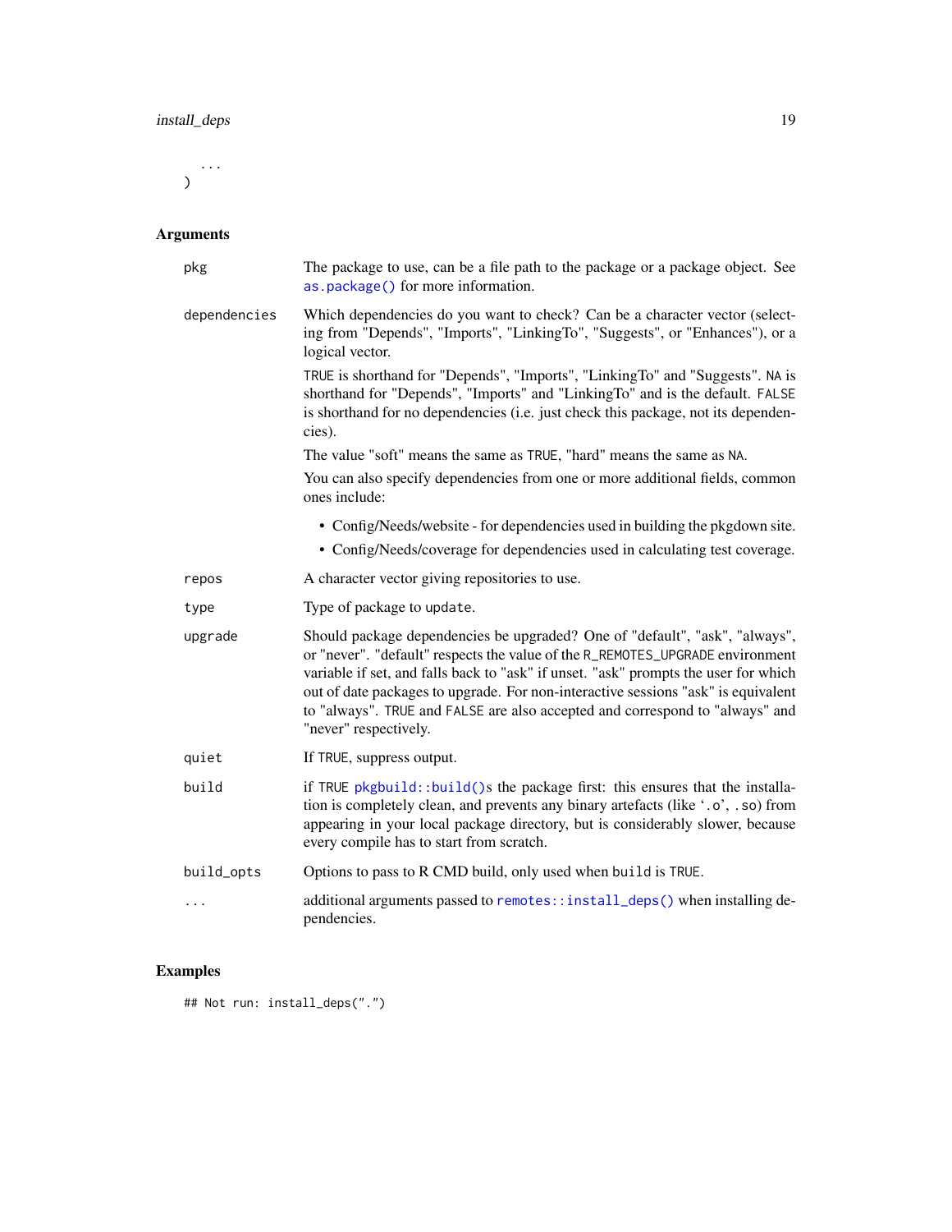```
  ...
)
```

### Arguments

**pkg** The package to use, can be a file path to the package or a package object. See `as.package()` for more information.

**dependencies** Which dependencies do you want to check? Can be a character vector (selecting from "Depends", "Imports", "LinkingTo", "Suggests", or "Enhances"), or a logical vector.

TRUE is shorthand for "Depends", "Imports", "LinkingTo" and "Suggests". NA is shorthand for "Depends", "Imports" and "LinkingTo" and is the default. FALSE is shorthand for no dependencies (i.e. just check this package, not its dependencies).

The value "soft" means the same as TRUE, "hard" means the same as NA.

You can also specify dependencies from one or more additional fields, common ones include:

- Config/Needs/website - for dependencies used in building the pkgdown site.
- Config/Needs/coverage for dependencies used in calculating test coverage.

**repos** A character vector giving repositories to use.

**type** Type of package to `update`.

**upgrade** Should package dependencies be upgraded? One of "default", "ask", "always", or "never". "default" respects the value of the `R_REMOTES_UPGRADE` environment variable if set, and falls back to "ask" if unset. "ask" prompts the user for which out of date packages to upgrade. For non-interactive sessions "ask" is equivalent to "always". TRUE and FALSE are also accepted and correspond to "always" and "never" respectively.

**quiet** If TRUE, suppress output.

**build** if TRUE `pkgbuild::build()`s the package first: this ensures that the installation is completely clean, and prevents any binary artefacts (like '.o', .so) from appearing in your local package directory, but is considerably slower, because every compile has to start from scratch.

**build_opts** Options to pass to R CMD build, only used when `build` is TRUE.

**...** additional arguments passed to `remotes::install_deps()` when installing dependencies.

### Examples

```
## Not run: install_deps(".")
```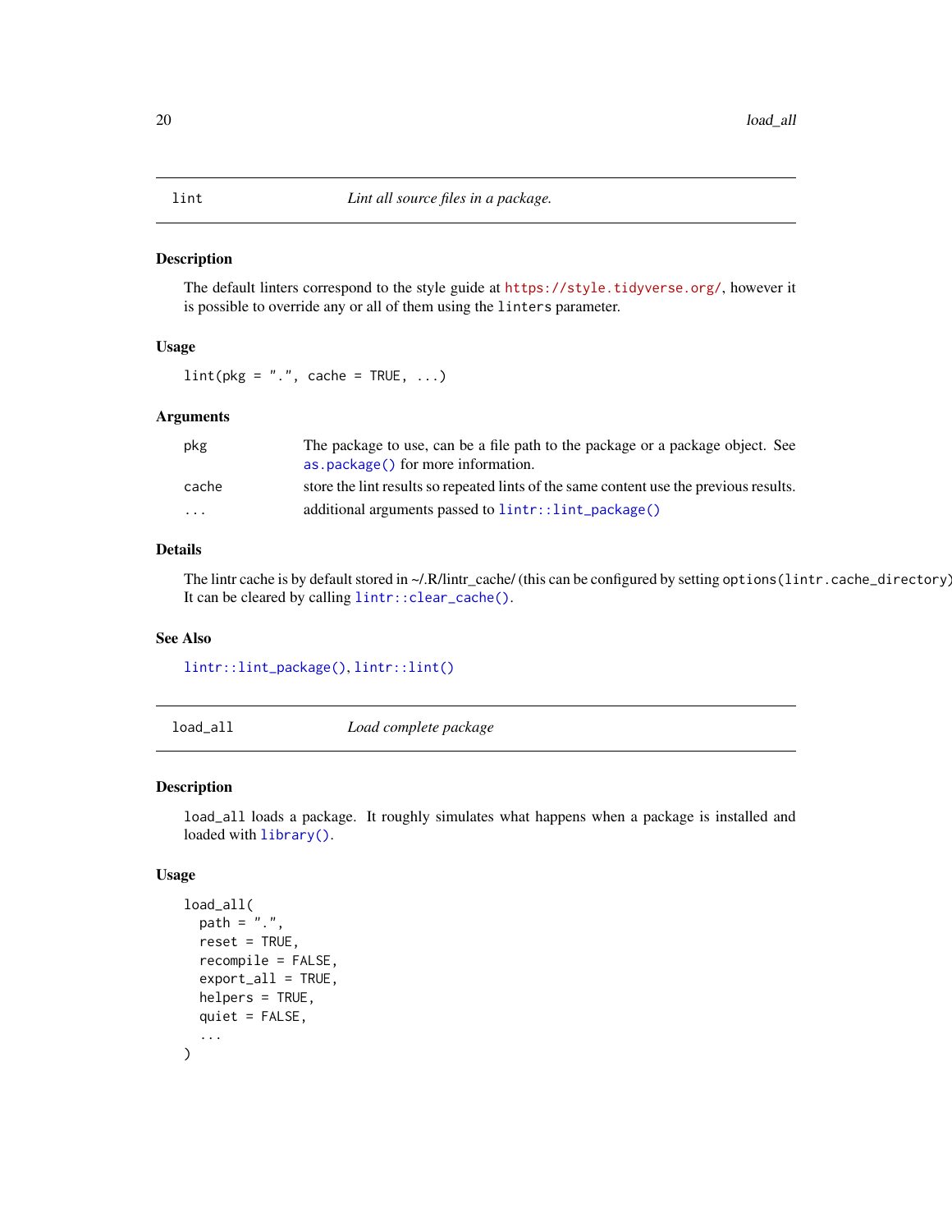## lint — *Lint all source files in a package.*

### Description

The default linters correspond to the style guide at https://style.tidyverse.org/, however it is possible to override any or all of them using the `linters` parameter.

### Usage

```
lint(pkg = ".", cache = TRUE, ...)
```

### Arguments

| | |
|---|---|
| `pkg` | The package to use, can be a file path to the package or a package object. See `as.package()` for more information. |
| `cache` | store the lint results so repeated lints of the same content use the previous results. |
| `...` | additional arguments passed to `lintr::lint_package()` |

### Details

The lintr cache is by default stored in ~/.R/lintr_cache/ (this can be configured by setting `options(lintr.cache_directory)`). It can be cleared by calling `lintr::clear_cache()`.

### See Also

`lintr::lint_package()`, `lintr::lint()`

## load_all — *Load complete package*

### Description

`load_all` loads a package. It roughly simulates what happens when a package is installed and loaded with `library()`.

### Usage

```
load_all(
  path = ".",
  reset = TRUE,
  recompile = FALSE,
  export_all = TRUE,
  helpers = TRUE,
  quiet = FALSE,
  ...
)
```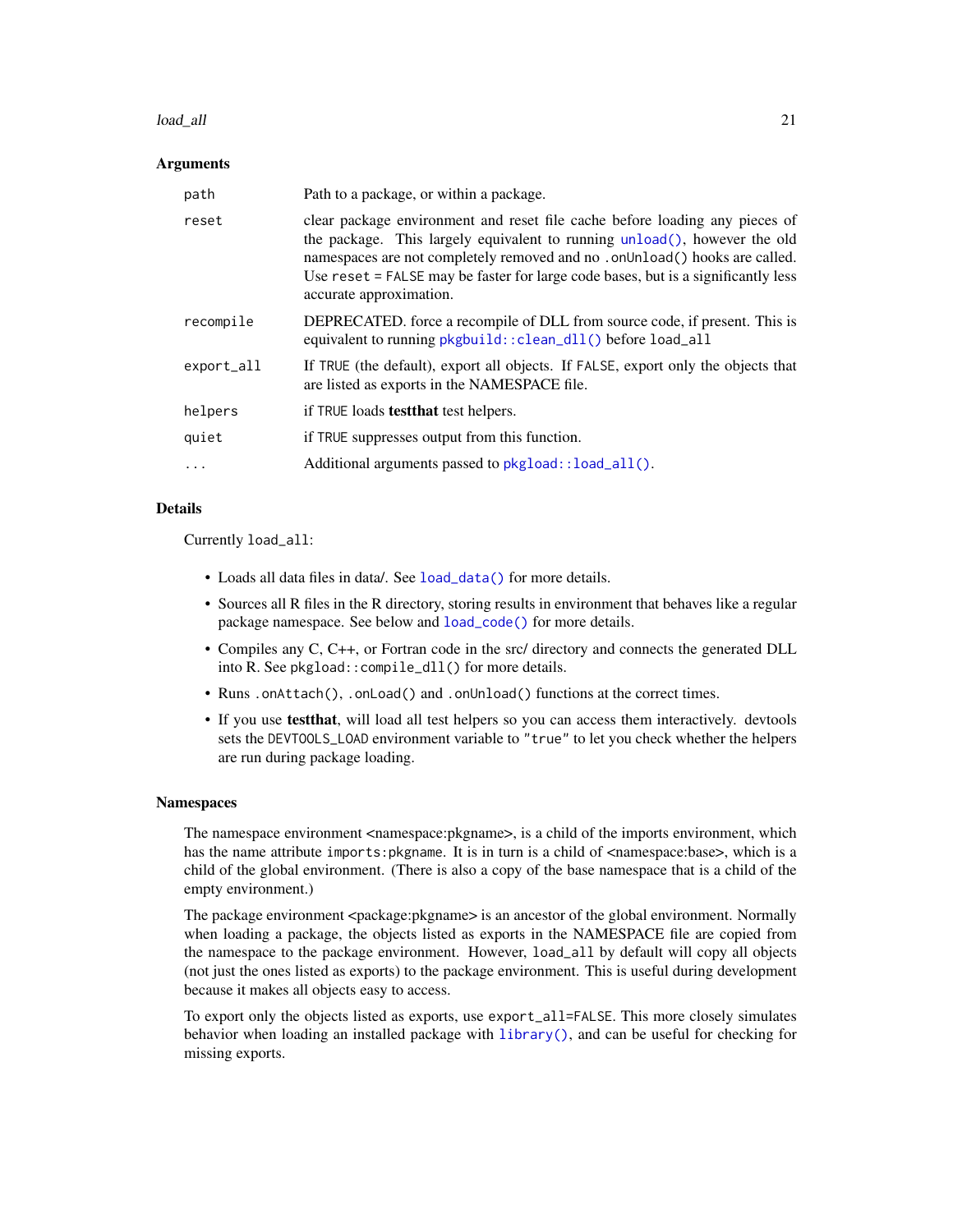### Arguments

| | |
|---|---|
| `path` | Path to a package, or within a package. |
| `reset` | clear package environment and reset file cache before loading any pieces of the package. This largely equivalent to running `unload()`, however the old namespaces are not completely removed and no `.onUnload()` hooks are called. Use `reset = FALSE` may be faster for large code bases, but is a significantly less accurate approximation. |
| `recompile` | DEPRECATED. force a recompile of DLL from source code, if present. This is equivalent to running `pkgbuild::clean_dll()` before `load_all` |
| `export_all` | If `TRUE` (the default), export all objects. If `FALSE`, export only the objects that are listed as exports in the NAMESPACE file. |
| `helpers` | if `TRUE` loads **testthat** test helpers. |
| `quiet` | if `TRUE` suppresses output from this function. |
| `...` | Additional arguments passed to `pkgload::load_all()`. |

### Details

Currently `load_all`:

- Loads all data files in data/. See `load_data()` for more details.
- Sources all R files in the R directory, storing results in environment that behaves like a regular package namespace. See below and `load_code()` for more details.
- Compiles any C, C++, or Fortran code in the src/ directory and connects the generated DLL into R. See `pkgload::compile_dll()` for more details.
- Runs `.onAttach()`, `.onLoad()` and `.onUnload()` functions at the correct times.
- If you use **testthat**, will load all test helpers so you can access them interactively. devtools sets the `DEVTOOLS_LOAD` environment variable to `"true"` to let you check whether the helpers are run during package loading.

### Namespaces

The namespace environment <namespace:pkgname>, is a child of the imports environment, which has the name attribute `imports:pkgname`. It is in turn is a child of <namespace:base>, which is a child of the global environment. (There is also a copy of the base namespace that is a child of the empty environment.)

The package environment <package:pkgname> is an ancestor of the global environment. Normally when loading a package, the objects listed as exports in the NAMESPACE file are copied from the namespace to the package environment. However, `load_all` by default will copy all objects (not just the ones listed as exports) to the package environment. This is useful during development because it makes all objects easy to access.

To export only the objects listed as exports, use `export_all=FALSE`. This more closely simulates behavior when loading an installed package with `library()`, and can be useful for checking for missing exports.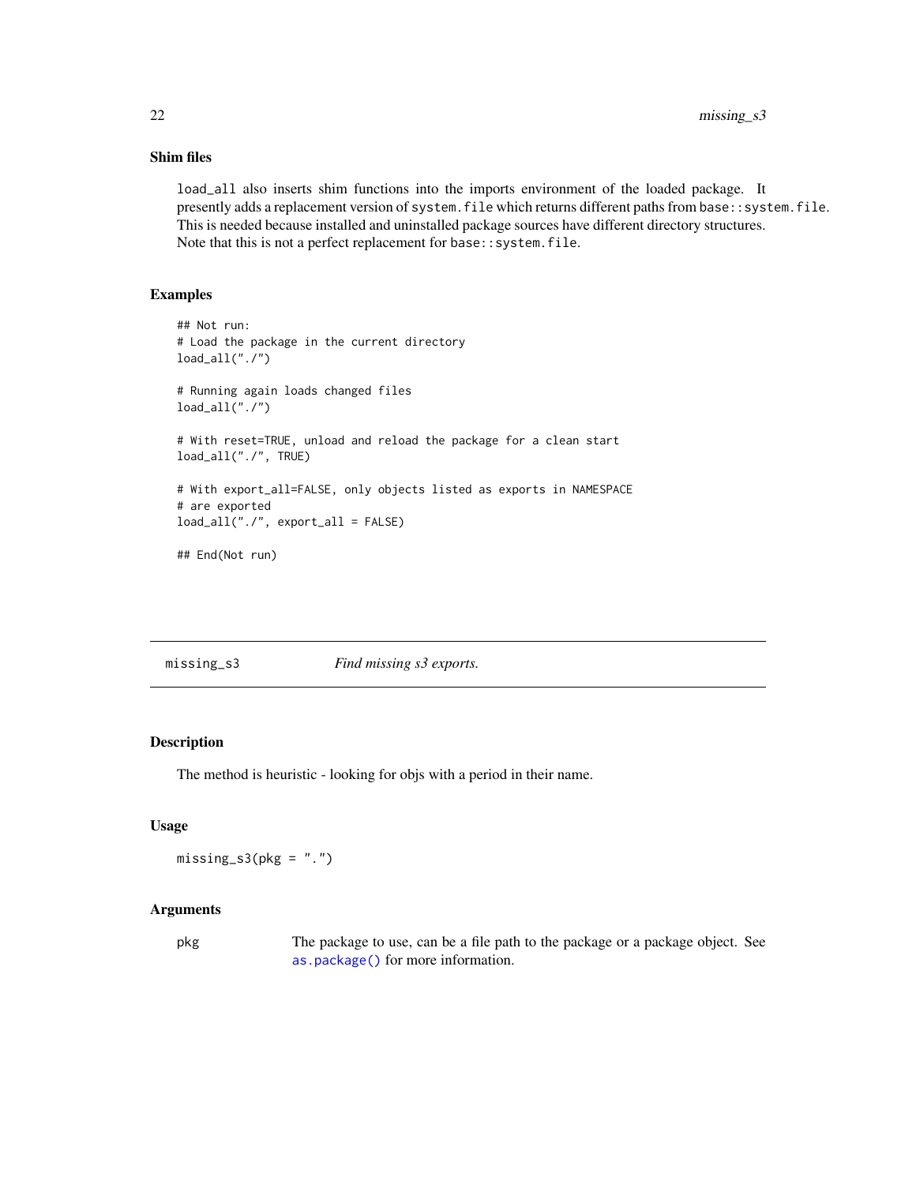### Shim files

`load_all` also inserts shim functions into the imports environment of the loaded package. It presently adds a replacement version of `system.file` which returns different paths from `base::system.file`. This is needed because installed and uninstalled package sources have different directory structures. Note that this is not a perfect replacement for `base::system.file`.

### Examples

```
## Not run:
# Load the package in the current directory
load_all("./")

# Running again loads changed files
load_all("./")

# With reset=TRUE, unload and reload the package for a clean start
load_all("./", TRUE)

# With export_all=FALSE, only objects listed as exports in NAMESPACE
# are exported
load_all("./", export_all = FALSE)

## End(Not run)
```

---

## missing_s3 — *Find missing s3 exports.*

### Description

The method is heuristic - looking for objs with a period in their name.

### Usage

```
missing_s3(pkg = ".")
```

### Arguments

| | |
|---|---|
| pkg | The package to use, can be a file path to the package or a package object. See `as.package()` for more information. |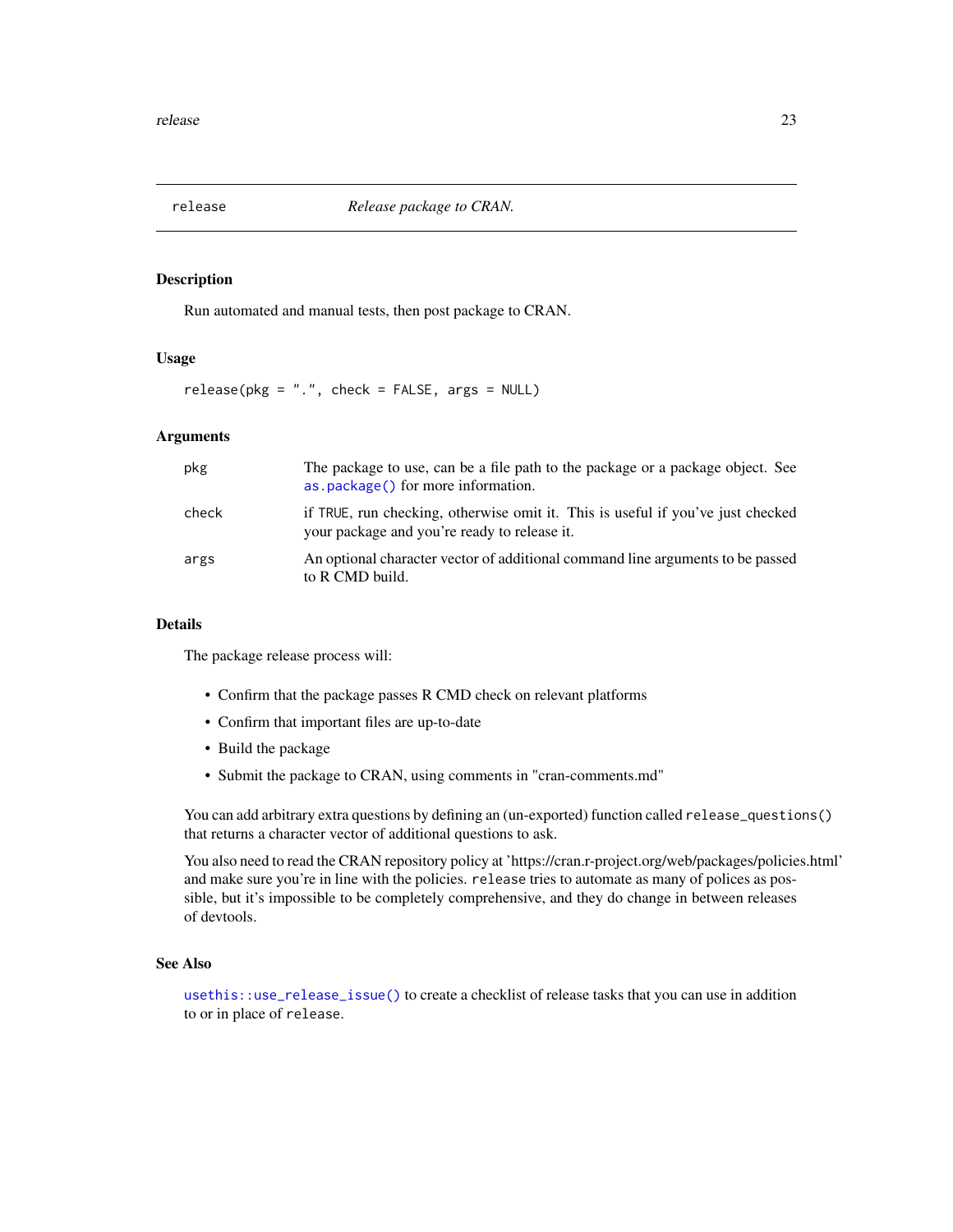## release — *Release package to CRAN.*

### Description

Run automated and manual tests, then post package to CRAN.

### Usage

```
release(pkg = ".", check = FALSE, args = NULL)
```

### Arguments

| | |
|---|---|
| `pkg` | The package to use, can be a file path to the package or a package object. See `as.package()` for more information. |
| `check` | if `TRUE`, run checking, otherwise omit it. This is useful if you've just checked your package and you're ready to release it. |
| `args` | An optional character vector of additional command line arguments to be passed to R CMD build. |

### Details

The package release process will:

- Confirm that the package passes R CMD check on relevant platforms
- Confirm that important files are up-to-date
- Build the package
- Submit the package to CRAN, using comments in "cran-comments.md"

You can add arbitrary extra questions by defining an (un-exported) function called `release_questions()` that returns a character vector of additional questions to ask.

You also need to read the CRAN repository policy at 'https://cran.r-project.org/web/packages/policies.html' and make sure you're in line with the policies. `release` tries to automate as many of polices as possible, but it's impossible to be completely comprehensive, and they do change in between releases of devtools.

### See Also

`usethis::use_release_issue()` to create a checklist of release tasks that you can use in addition to or in place of `release`.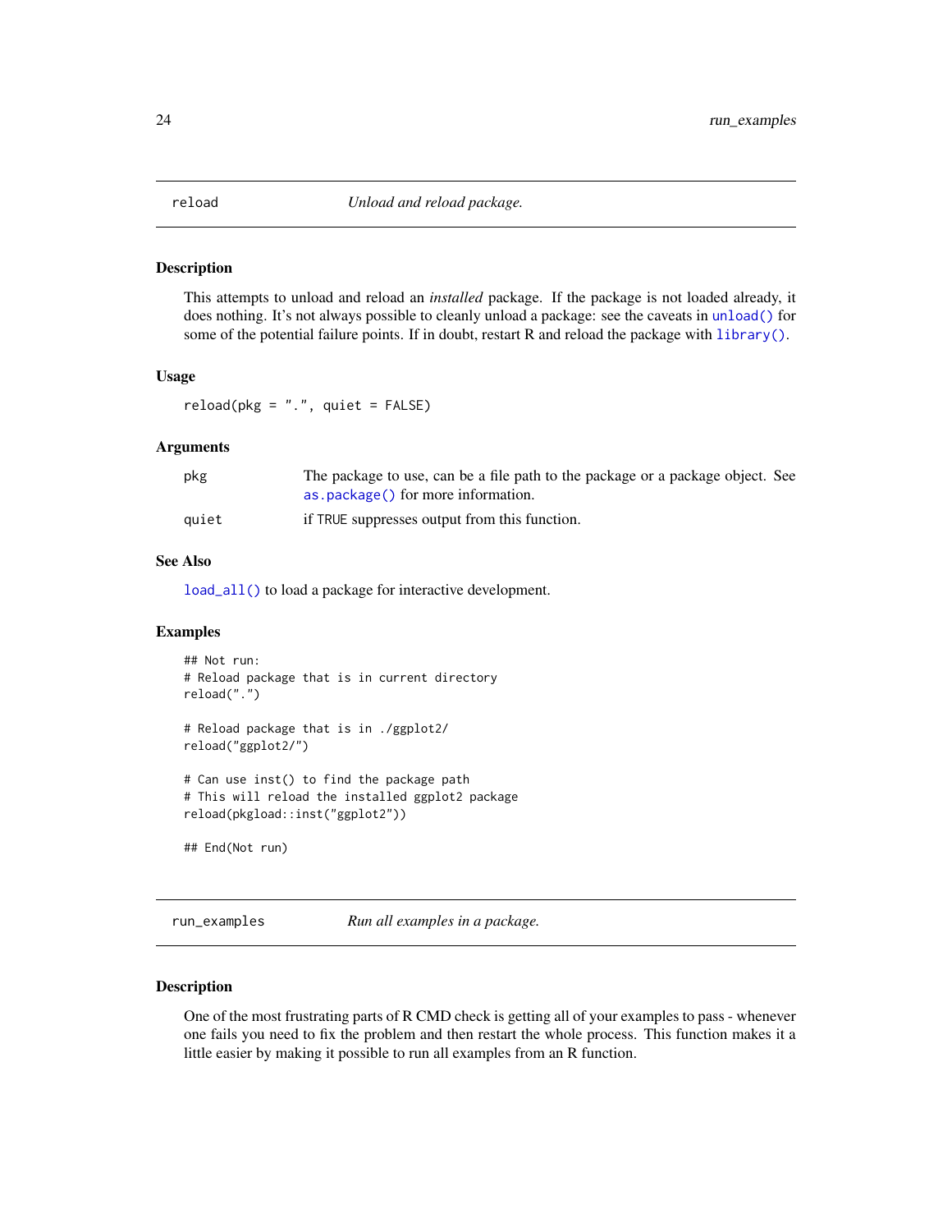## reload — *Unload and reload package.*

### Description

This attempts to unload and reload an *installed* package. If the package is not loaded already, it does nothing. It's not always possible to cleanly unload a package: see the caveats in `unload()` for some of the potential failure points. If in doubt, restart R and reload the package with `library()`.

### Usage

```
reload(pkg = ".", quiet = FALSE)
```

### Arguments

| | |
|---|---|
| pkg | The package to use, can be a file path to the package or a package object. See `as.package()` for more information. |
| quiet | if `TRUE` suppresses output from this function. |

### See Also

`load_all()` to load a package for interactive development.

### Examples

```
## Not run:
# Reload package that is in current directory
reload(".")

# Reload package that is in ./ggplot2/
reload("ggplot2/")

# Can use inst() to find the package path
# This will reload the installed ggplot2 package
reload(pkgload::inst("ggplot2"))

## End(Not run)
```

## run_examples — *Run all examples in a package.*

### Description

One of the most frustrating parts of R CMD check is getting all of your examples to pass - whenever one fails you need to fix the problem and then restart the whole process. This function makes it a little easier by making it possible to run all examples from an R function.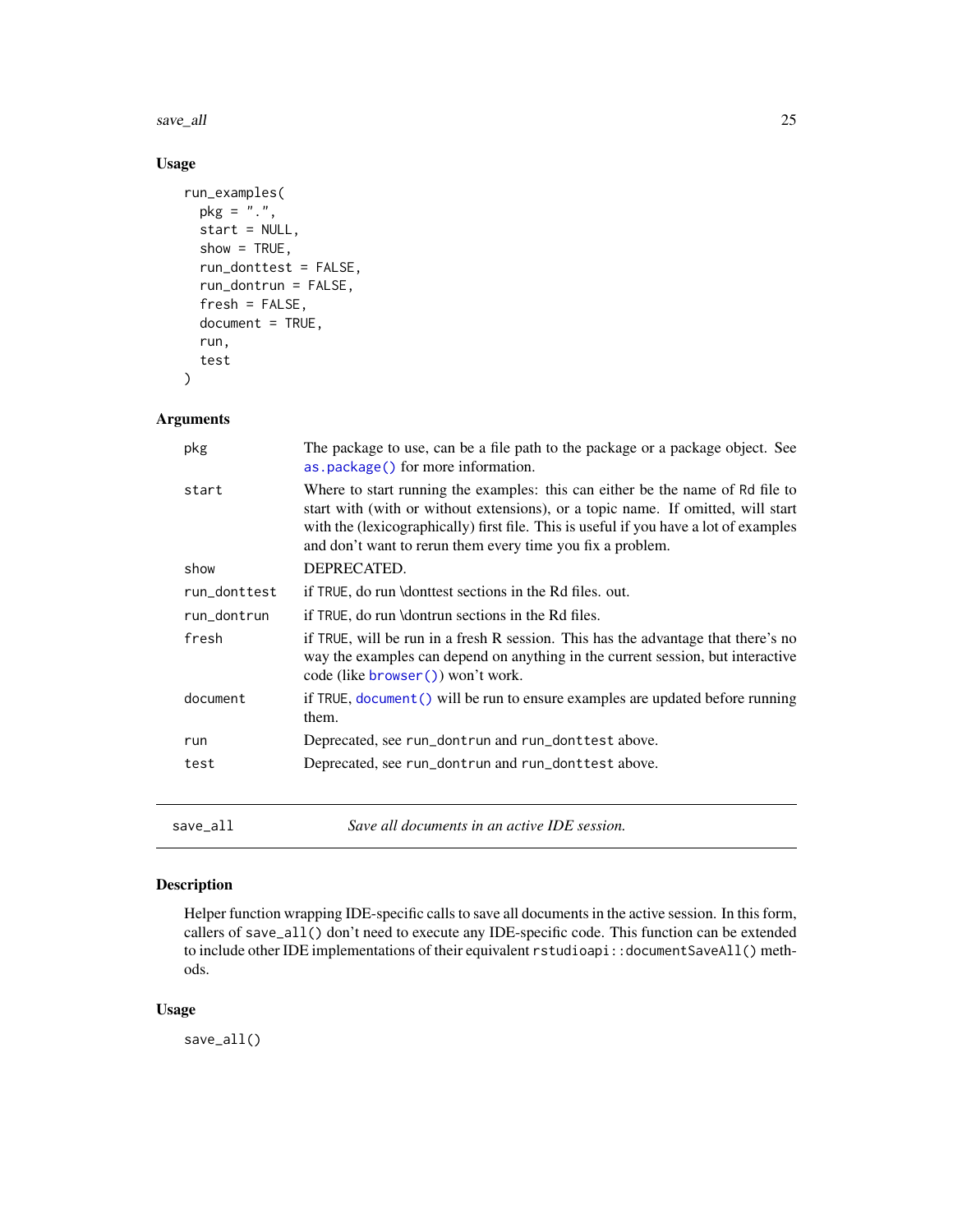### Usage

```
run_examples(
  pkg = ".",
  start = NULL,
  show = TRUE,
  run_donttest = FALSE,
  run_dontrun = FALSE,
  fresh = FALSE,
  document = TRUE,
  run,
  test
)
```

### Arguments

| | |
|---|---|
| pkg | The package to use, can be a file path to the package or a package object. See `as.package()` for more information. |
| start | Where to start running the examples: this can either be the name of `Rd` file to start with (with or without extensions), or a topic name. If omitted, will start with the (lexicographically) first file. This is useful if you have a lot of examples and don't want to rerun them every time you fix a problem. |
| show | DEPRECATED. |
| run_donttest | if `TRUE`, do run \donttest sections in the Rd files. out. |
| run_dontrun | if `TRUE`, do run \dontrun sections in the Rd files. |
| fresh | if `TRUE`, will be run in a fresh R session. This has the advantage that there's no way the examples can depend on anything in the current session, but interactive code (like `browser()`) won't work. |
| document | if `TRUE`, `document()` will be run to ensure examples are updated before running them. |
| run | Deprecated, see `run_dontrun` and `run_donttest` above. |
| test | Deprecated, see `run_dontrun` and `run_donttest` above. |

---

## save_all — *Save all documents in an active IDE session.*

### Description

Helper function wrapping IDE-specific calls to save all documents in the active session. In this form, callers of `save_all()` don't need to execute any IDE-specific code. This function can be extended to include other IDE implementations of their equivalent `rstudioapi::documentSaveAll()` methods.

### Usage

```
save_all()
```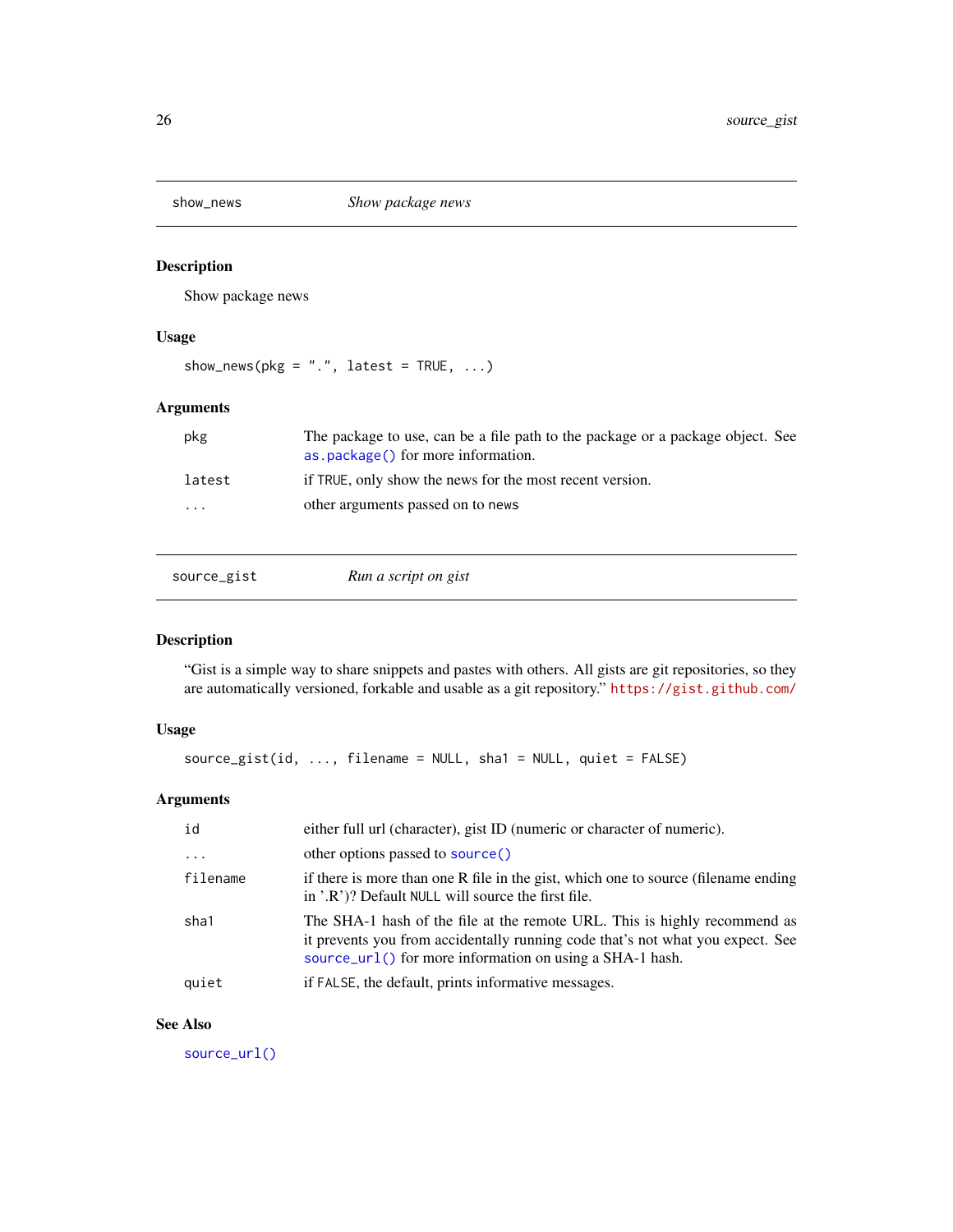## show_news — *Show package news*

### Description

Show package news

### Usage

```
show_news(pkg = ".", latest = TRUE, ...)
```

### Arguments

| | |
|---|---|
| `pkg` | The package to use, can be a file path to the package or a package object. See `as.package()` for more information. |
| `latest` | if `TRUE`, only show the news for the most recent version. |
| `...` | other arguments passed on to `news` |

## source_gist — *Run a script on gist*

### Description

"Gist is a simple way to share snippets and pastes with others. All gists are git repositories, so they are automatically versioned, forkable and usable as a git repository." https://gist.github.com/

### Usage

```
source_gist(id, ..., filename = NULL, sha1 = NULL, quiet = FALSE)
```

### Arguments

| | |
|---|---|
| `id` | either full url (character), gist ID (numeric or character of numeric). |
| `...` | other options passed to `source()` |
| `filename` | if there is more than one R file in the gist, which one to source (filename ending in '.R')? Default `NULL` will source the first file. |
| `sha1` | The SHA-1 hash of the file at the remote URL. This is highly recommend as it prevents you from accidentally running code that's not what you expect. See `source_url()` for more information on using a SHA-1 hash. |
| `quiet` | if `FALSE`, the default, prints informative messages. |

### See Also

`source_url()`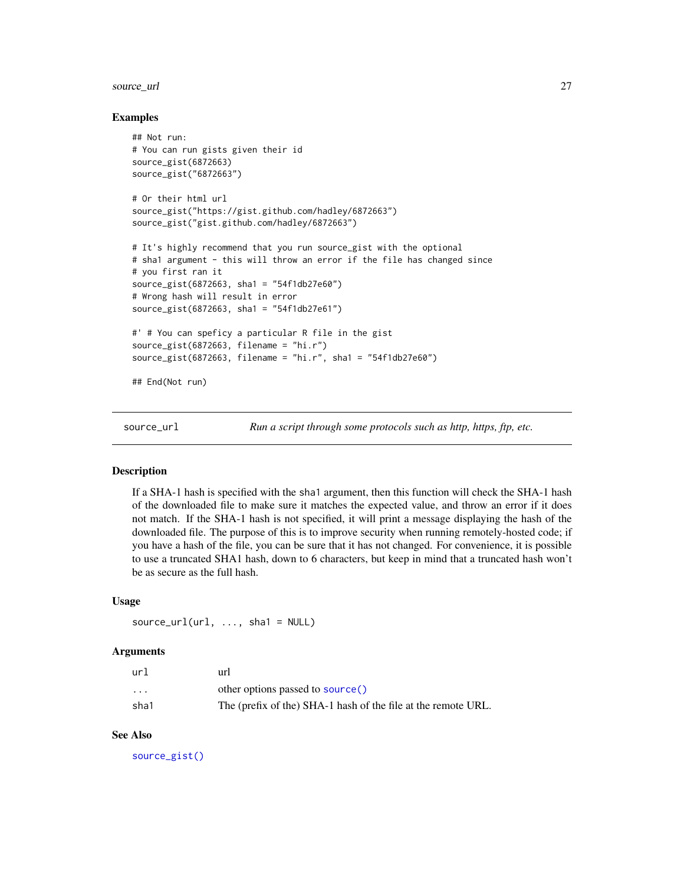## Examples

```
## Not run:
# You can run gists given their id
source_gist(6872663)
source_gist("6872663")

# Or their html url
source_gist("https://gist.github.com/hadley/6872663")
source_gist("gist.github.com/hadley/6872663")

# It's highly recommend that you run source_gist with the optional
# sha1 argument - this will throw an error if the file has changed since
# you first ran it
source_gist(6872663, sha1 = "54f1db27e60")
# Wrong hash will result in error
source_gist(6872663, sha1 = "54f1db27e61")

#' # You can speficy a particular R file in the gist
source_gist(6872663, filename = "hi.r")
source_gist(6872663, filename = "hi.r", sha1 = "54f1db27e60")

## End(Not run)
```

---

# source_url — *Run a script through some protocols such as http, https, ftp, etc.*

## Description

If a SHA-1 hash is specified with the `sha1` argument, then this function will check the SHA-1 hash of the downloaded file to make sure it matches the expected value, and throw an error if it does not match. If the SHA-1 hash is not specified, it will print a message displaying the hash of the downloaded file. The purpose of this is to improve security when running remotely-hosted code; if you have a hash of the file, you can be sure that it has not changed. For convenience, it is possible to use a truncated SHA1 hash, down to 6 characters, but keep in mind that a truncated hash won't be as secure as the full hash.

## Usage

```
source_url(url, ..., sha1 = NULL)
```

## Arguments

| | |
|---|---|
| `url` | url |
| `...` | other options passed to `source()` |
| `sha1` | The (prefix of the) SHA-1 hash of the file at the remote URL. |

## See Also

`source_gist()`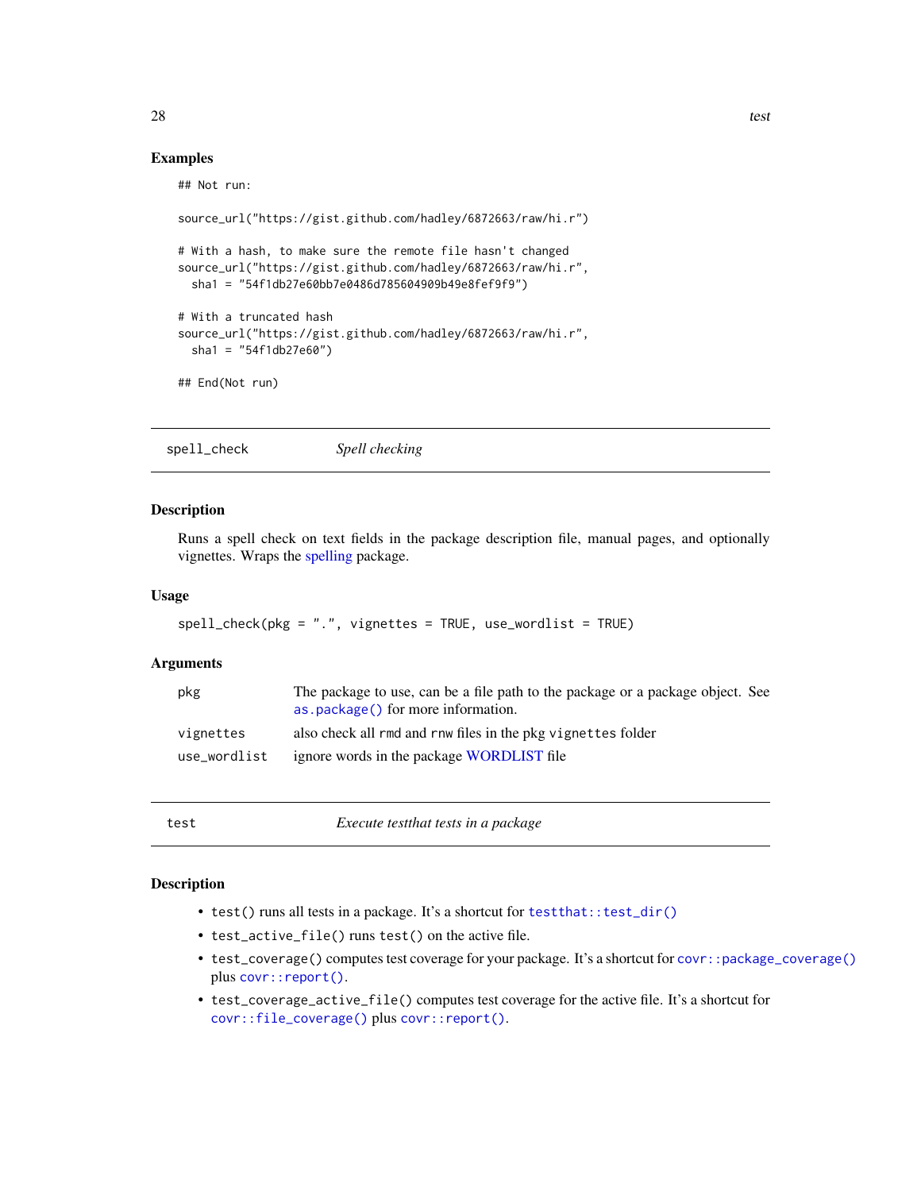### Examples

```
## Not run:

source_url("https://gist.github.com/hadley/6872663/raw/hi.r")

# With a hash, to make sure the remote file hasn't changed
source_url("https://gist.github.com/hadley/6872663/raw/hi.r",
  sha1 = "54f1db27e60bb7e0486d785604909b49e8fef9f9")

# With a truncated hash
source_url("https://gist.github.com/hadley/6872663/raw/hi.r",
  sha1 = "54f1db27e60")

## End(Not run)
```

---

## spell_check — *Spell checking*

---

### Description

Runs a spell check on text fields in the package description file, manual pages, and optionally vignettes. Wraps the spelling package.

### Usage

```
spell_check(pkg = ".", vignettes = TRUE, use_wordlist = TRUE)
```

### Arguments

| | |
|---|---|
| `pkg` | The package to use, can be a file path to the package or a package object. See `as.package()` for more information. |
| `vignettes` | also check all `rmd` and `rnw` files in the pkg `vignettes` folder |
| `use_wordlist` | ignore words in the package WORDLIST file |

---

## test — *Execute testthat tests in a package*

---

### Description

- `test()` runs all tests in a package. It's a shortcut for `testthat::test_dir()`
- `test_active_file()` runs `test()` on the active file.
- `test_coverage()` computes test coverage for your package. It's a shortcut for `covr::package_coverage()` plus `covr::report()`.
- `test_coverage_active_file()` computes test coverage for the active file. It's a shortcut for `covr::file_coverage()` plus `covr::report()`.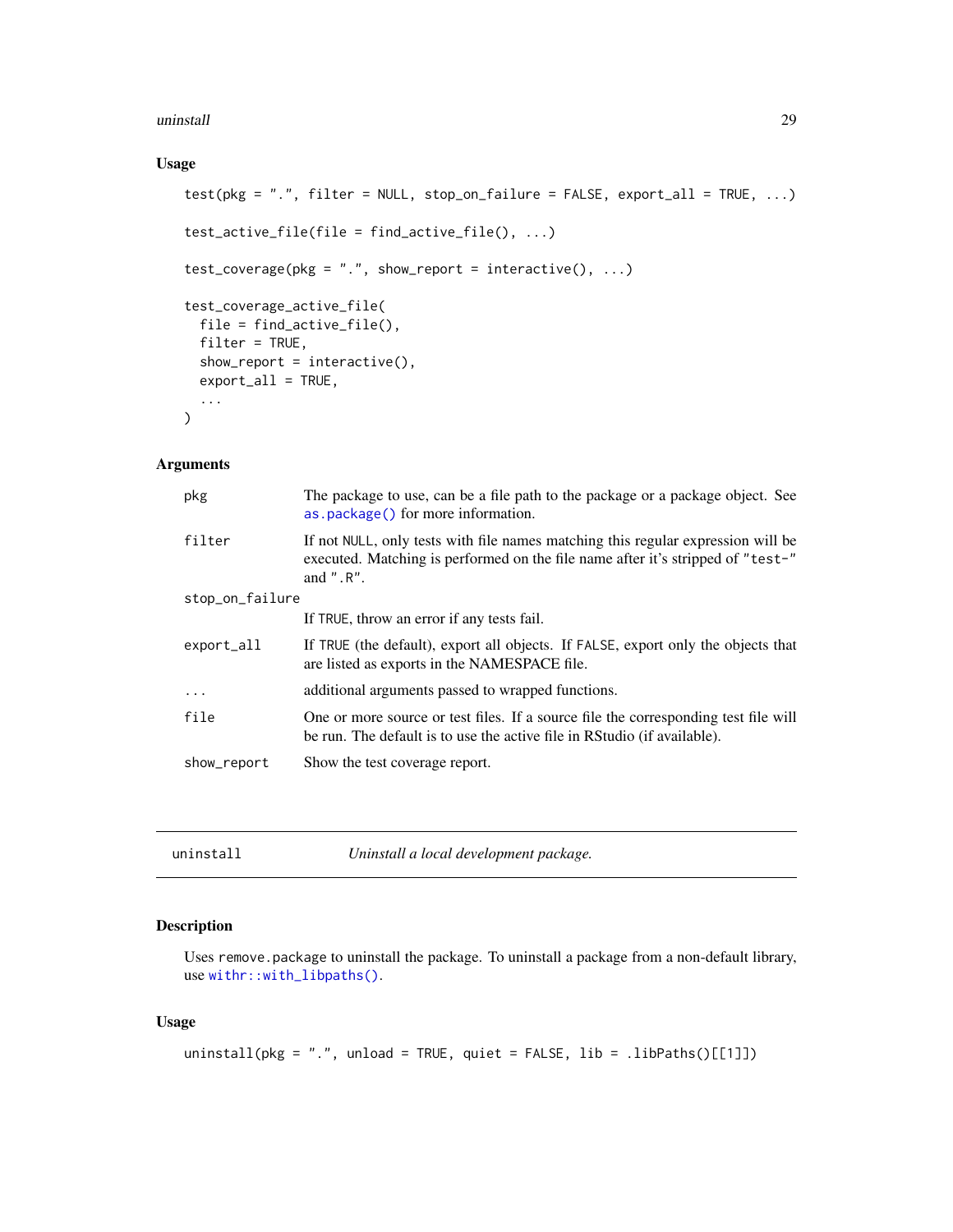### Usage

```
test(pkg = ".", filter = NULL, stop_on_failure = FALSE, export_all = TRUE, ...)

test_active_file(file = find_active_file(), ...)

test_coverage(pkg = ".", show_report = interactive(), ...)

test_coverage_active_file(
  file = find_active_file(),
  filter = TRUE,
  show_report = interactive(),
  export_all = TRUE,
  ...
)
```

### Arguments

| | |
|---|---|
| `pkg` | The package to use, can be a file path to the package or a package object. See `as.package()` for more information. |
| `filter` | If not `NULL`, only tests with file names matching this regular expression will be executed. Matching is performed on the file name after it's stripped of `"test-"` and `".R"`. |
| `stop_on_failure` | If `TRUE`, throw an error if any tests fail. |
| `export_all` | If `TRUE` (the default), export all objects. If `FALSE`, export only the objects that are listed as exports in the NAMESPACE file. |
| `...` | additional arguments passed to wrapped functions. |
| `file` | One or more source or test files. If a source file the corresponding test file will be run. The default is to use the active file in RStudio (if available). |
| `show_report` | Show the test coverage report. |

---

## uninstall — *Uninstall a local development package.*

### Description

Uses `remove.package` to uninstall the package. To uninstall a package from a non-default library, use `withr::with_libpaths()`.

### Usage

```
uninstall(pkg = ".", unload = TRUE, quiet = FALSE, lib = .libPaths()[[1]])
```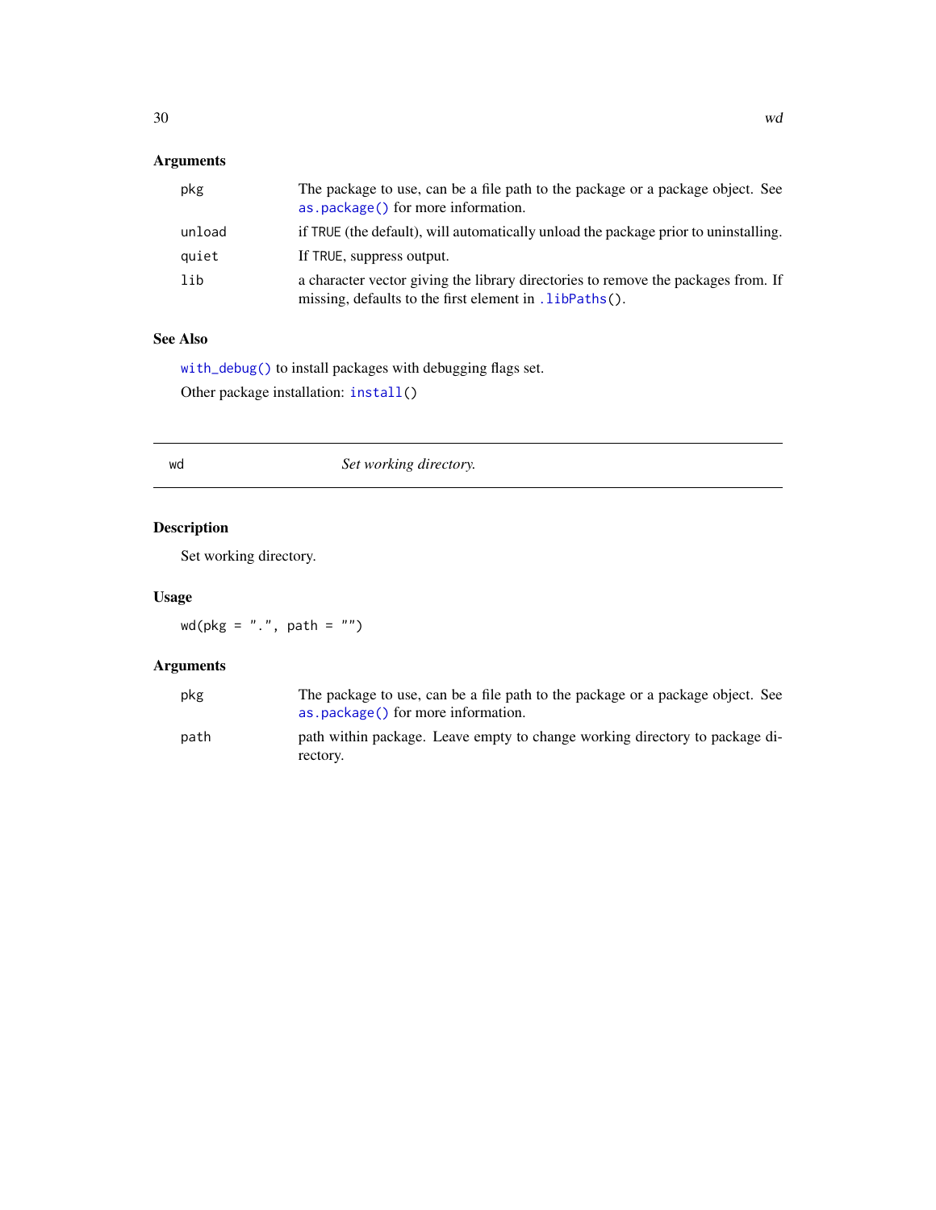### Arguments

| | |
|---|---|
| pkg | The package to use, can be a file path to the package or a package object. See `as.package()` for more information. |
| unload | if `TRUE` (the default), will automatically unload the package prior to uninstalling. |
| quiet | If `TRUE`, suppress output. |
| lib | a character vector giving the library directories to remove the packages from. If missing, defaults to the first element in `.libPaths()`. |

### See Also

`with_debug()` to install packages with debugging flags set.

Other package installation: `install()`

---

## wd — *Set working directory.*

---

### Description

Set working directory.

### Usage

```
wd(pkg = ".", path = "")
```

### Arguments

| | |
|---|---|
| pkg | The package to use, can be a file path to the package or a package object. See `as.package()` for more information. |
| path | path within package. Leave empty to change working directory to package directory. |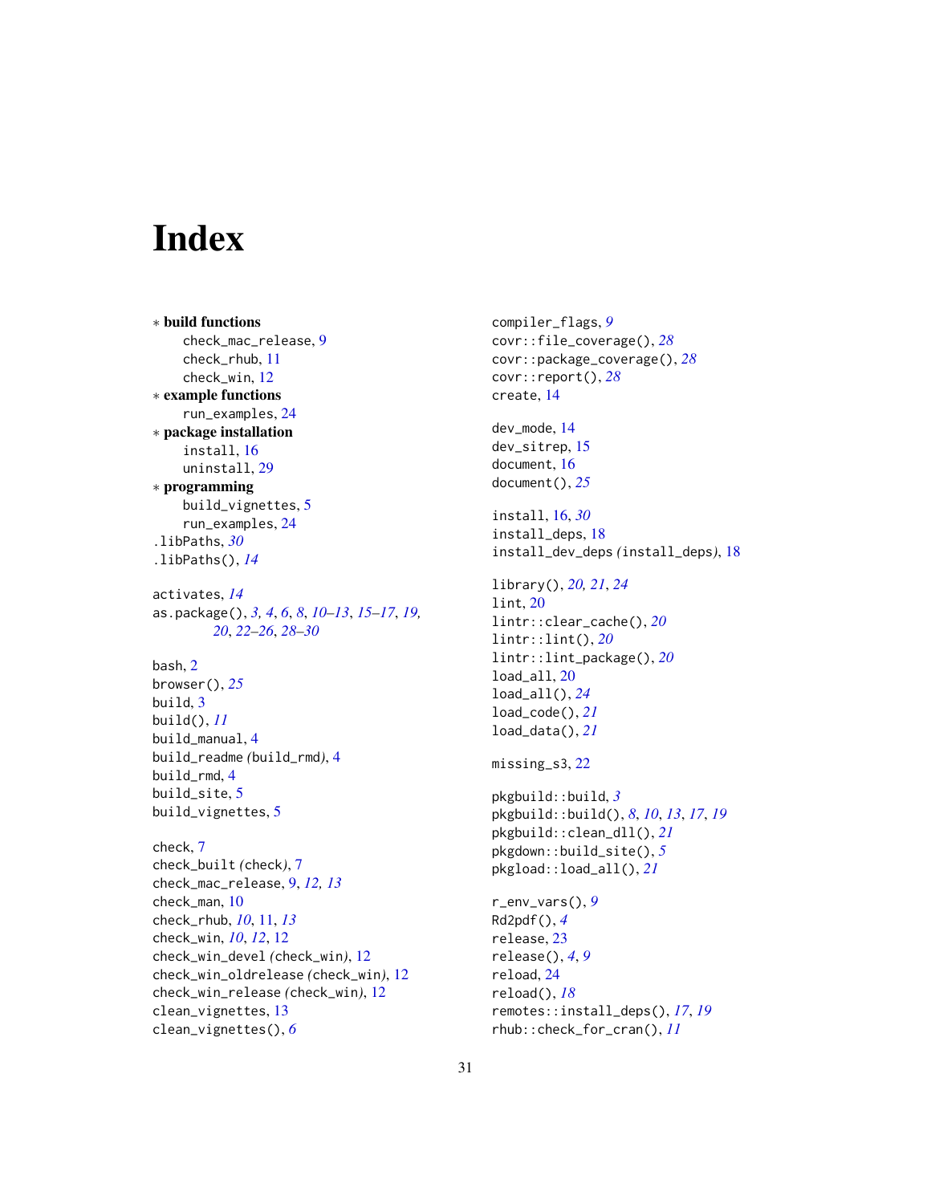# Index

* **build functions**
    - check_mac_release, 9
    - check_rhub, 11
    - check_win, 12
* **example functions**
    - run_examples, 24
* **package installation**
    - install, 16
    - uninstall, 29
* **programming**
    - build_vignettes, 5
    - run_examples, 24

.libPaths, *30*
.libPaths(), *14*

activates, *14*
as.package(), *3, 4*, *6*, *8*, *10–13*, *15–17*, *19*, *20*, *22–26*, *28–30*

bash, 2
browser(), *25*
build, 3
build(), *11*
build_manual, 4
build_readme *(*build_rmd*)*, 4
build_rmd, 4
build_site, 5
build_vignettes, 5

check, 7
check_built *(*check*)*, 7
check_mac_release, 9, *12, 13*
check_man, 10
check_rhub, *10*, 11, *13*
check_win, *10*, *12*, 12
check_win_devel *(*check_win*)*, 12
check_win_oldrelease *(*check_win*)*, 12
check_win_release *(*check_win*)*, 12
clean_vignettes, 13
clean_vignettes(), *6*
compiler_flags, *9*
covr::file_coverage(), *28*
covr::package_coverage(), *28*
covr::report(), *28*
create, 14

dev_mode, 14
dev_sitrep, 15
document, 16
document(), *25*

install, 16, *30*
install_deps, 18
install_dev_deps *(*install_deps*)*, 18

library(), *20, 21*, *24*
lint, 20
lintr::clear_cache(), *20*
lintr::lint(), *20*
lintr::lint_package(), *20*
load_all, 20
load_all(), *24*
load_code(), *21*
load_data(), *21*

missing_s3, 22

pkgbuild::build, *3*
pkgbuild::build(), *8*, *10*, *13*, *17*, *19*
pkgbuild::clean_dll(), *21*
pkgdown::build_site(), *5*
pkgload::load_all(), *21*

r_env_vars(), *9*
Rd2pdf(), *4*
release, 23
release(), *4*, *9*
reload, 24
reload(), *18*
remotes::install_deps(), *17*, *19*
rhub::check_for_cran(), *11*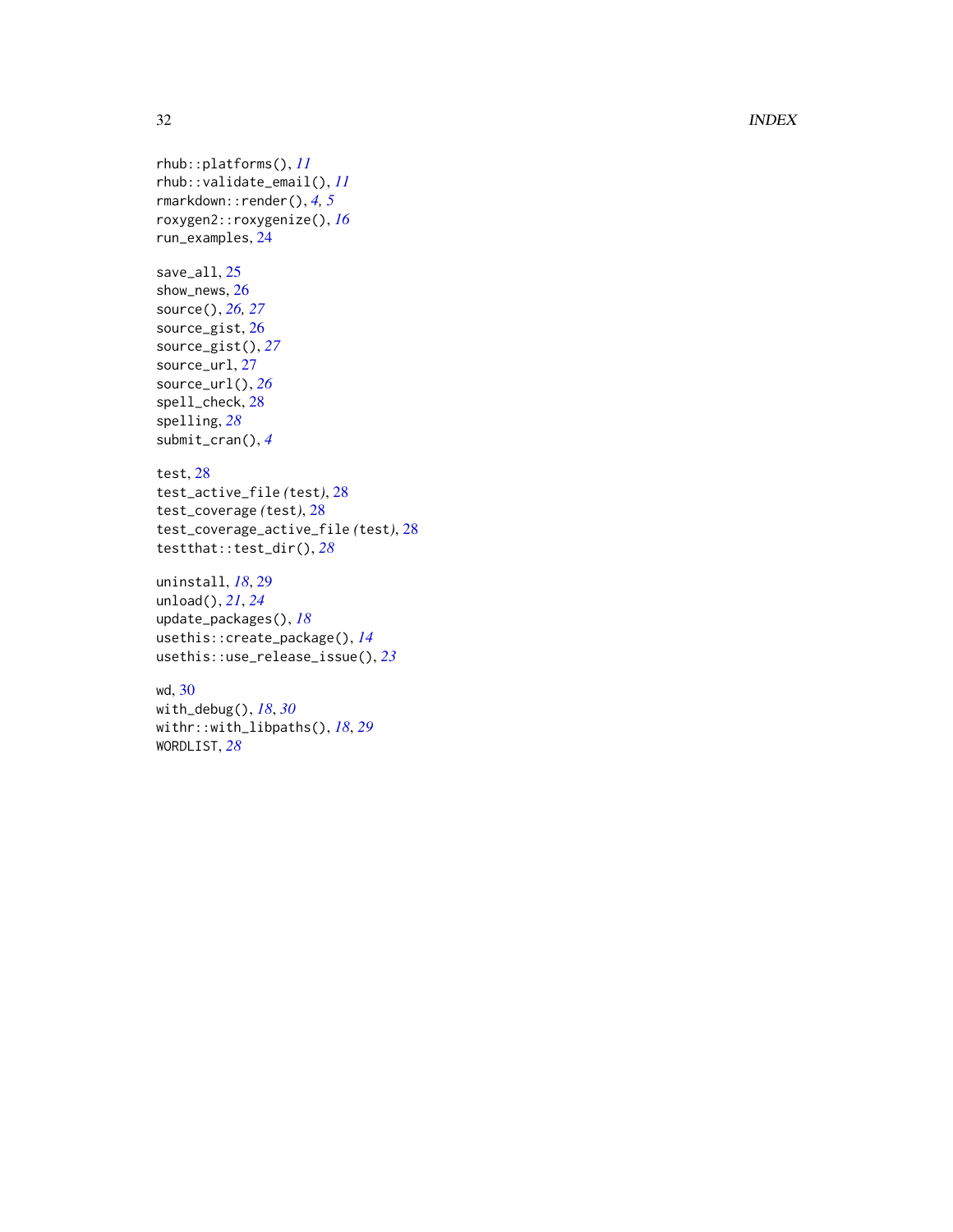rhub::platforms(), *11*
rhub::validate_email(), *11*
rmarkdown::render(), *4, 5*
roxygen2::roxygenize(), *16*
run_examples, 24

save_all, 25
show_news, 26
source(), *26, 27*
source_gist, 26
source_gist(), *27*
source_url, 27
source_url(), *26*
spell_check, 28
spelling, *28*
submit_cran(), *4*

test, 28
test_active_file *(*test*)*, 28
test_coverage *(*test*)*, 28
test_coverage_active_file *(*test*)*, 28
testthat::test_dir(), *28*

uninstall, *18*, 29
unload(), *21*, *24*
update_packages(), *18*
usethis::create_package(), *14*
usethis::use_release_issue(), *23*

wd, 30
with_debug(), *18*, *30*
withr::with_libpaths(), *18*, *29*
WORDLIST, *28*